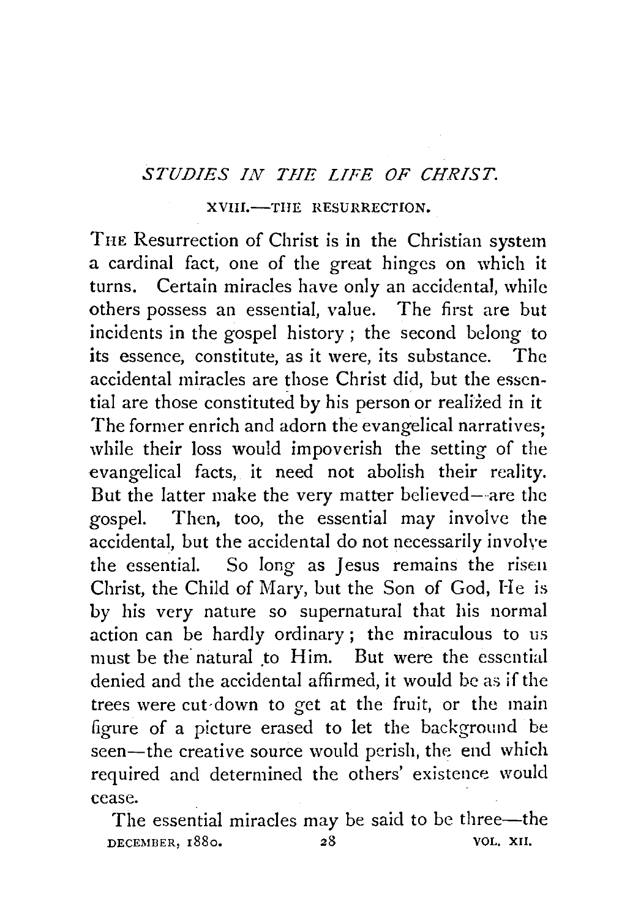# *STUDIES IN THE LIFE OF CHRIST.*

## XVIII.—THE RESURRECTION.

THE Resurrection of Christ is in the Christian system a cardinal fact, one of the great hinges on which it turns. Certain miracles have only an accidental, while others possess an essential, value. The first are but incidents in the gospel history; the second belong to its essence, constitute, as it were, its substance. The accidental miracles are those Christ did, but the essential are those constituted by his person or realized in it The former enrich and adorn the evangelical narratives; while their loss would impoverish the setting of the evangelical facts, it need not abolish their reality. But the latter make the very matter believed—are the gospel. Then, too, the essential may involve the accidental, but the accidental do not necessarily involve the essential. So long as Jesus remains the risen Christ, the Child of Mary, but the Son of God, He is by his very nature so supernatural that his normal action can be hardly ordinary; the miraculous to us must be the natural to Him. But were the essential denied and the accidental affirmed, it would be as if the trees were cut down to get at the fruit, or the main figure of a picture erased to let the background be seen—the creative source would perish, the end which required and determined the others' existence would cease.

The essential miracles may be said to be three—the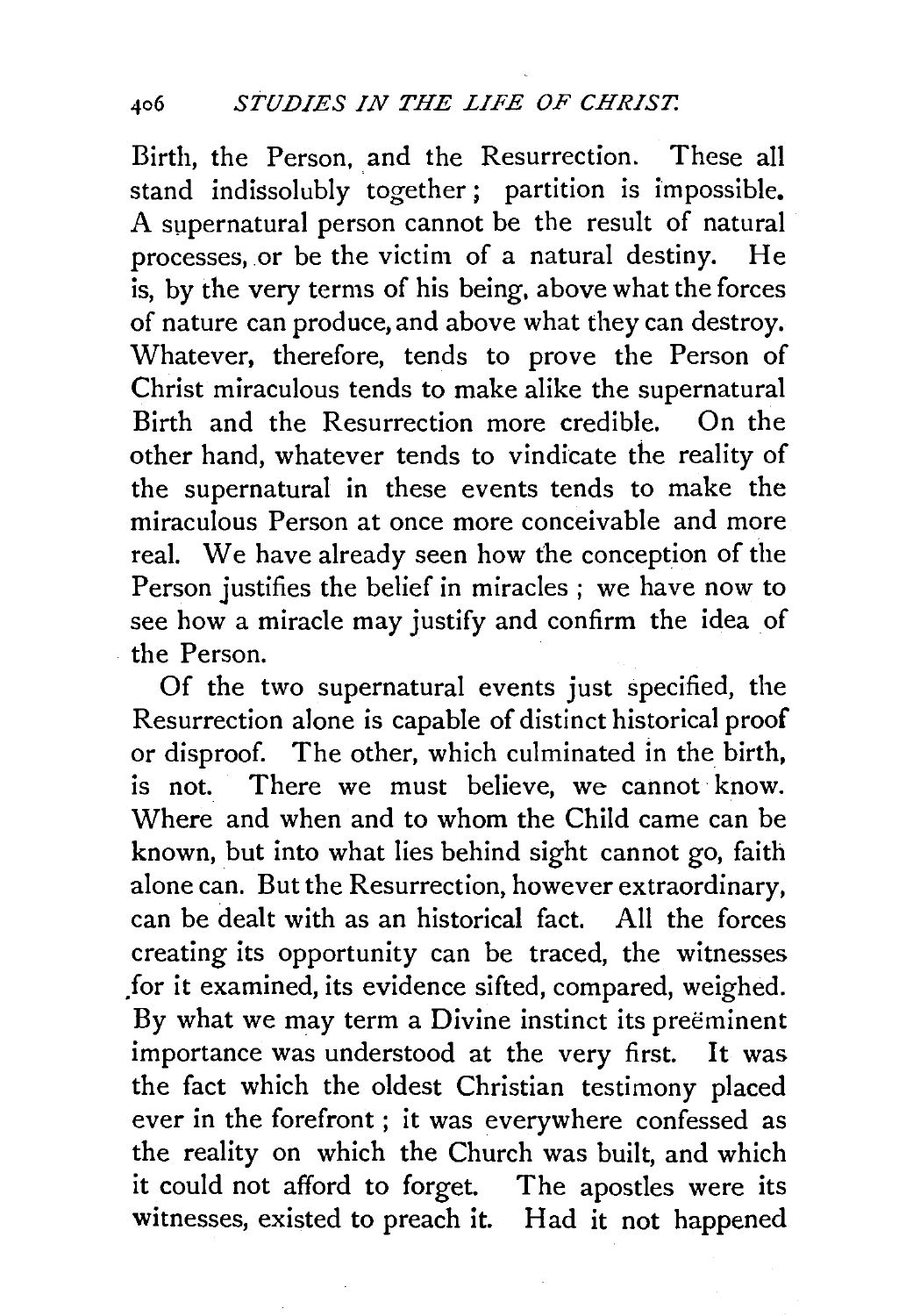Birth, the Person, and the Resurrection. These all stand indissolubly together; partition is impossible. A supernatural person cannot be the result of natural processes, or be the victim of a natural destiny. He is, by the very terms of his being, above what the forces of nature can produce, and above what they can destroy. Whatever, therefore, tends to prove the Person of Christ miraculous tends to make alike the supernatural Birth and the Resurrection more credible. On the other hand, whatever tends to vindicate the reality of the supernatural in these events tends to make the miraculous Person at once more conceivable and more real. We have already seen how the conception of the Person justifies the belief in miracles; we have now to see how a miracle may justify and confirm the idea of the Person.

Of the two supernatural events just specified, the Resurrection alone is capable of distinct historical proof or disproof. The other, which culminated in the birth, is not. There we must believe, we cannot know. Where and when and to whom the Child came can be known, but into what lies behind sight cannot go, faith alone can. But the Resurrection, however extraordinary, can be dealt with as an historical fact. All the forces creating its opportunity can be traced, the witnesses for it examined, its evidence sifted, compared, weighed. By what we may term a Divine instinct its preëminent importance was understood at the very first. It was the fact which the oldest Christian testimony placed ever in the forefront; it was everywhere confessed as the reality on which the Church was built, and which it could not afford to forget. The apostles were its witnesses, existed to preach it. Had it not happened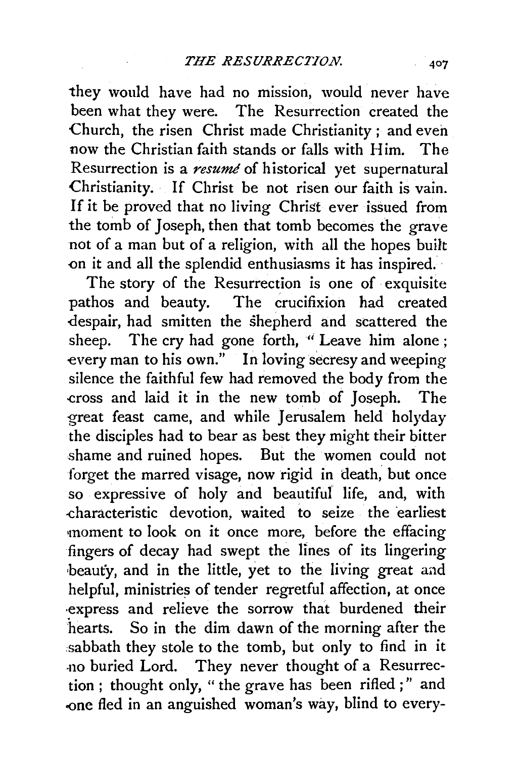they would have had no mission, would never have been what they were. The Resurrection created the Church, the risen Christ made Christianity; and even now the Christian faith stands or falls with Him. The Resurrection is a *resumé* of historical yet supernatural Christianity. If Christ be not risen our faith is vain. If it be proved that no living Christ ever issued from the tomb of Joseph, then that tomb becomes the grave not of a man but of a religion, with all the hopes built on it and all the splendid enthusiasms it has inspired.

The story of the Resurrection is one of exquisite pathos and beauty. The crucifixion had created despair, had smitten the shepherd and scattered the sheep. The cry had gone forth, "Leave him alone; every man to his own." In loving secresy and weeping silence the faithful few had removed the body from the cross and laid it in the new tomb of Joseph. The great feast came, and while Jerusalem held holyday the disciples had to bear as best they might their bitter shame and ruined hopes. But the women could not forget the marred visage, now rigid in death, but once so expressive of holy and beautiful life, and, with characteristic devotion, waited to seize the earliest moment to look on it once more, before the effacing fingers of decay had swept the lines of its lingering beauty, and in the little, yet to the living great and helpful, ministries of tender regretful affection, at once express and relieve the sorrow that burdened their hearts. So in the dim dawn of the morning after the sabbath they stole to the tomb, but only to find in it no buried Lord. They never thought of a Resurrection; thought only, "the grave has been rifled;" and one fled in an anguished woman's way, blind to every-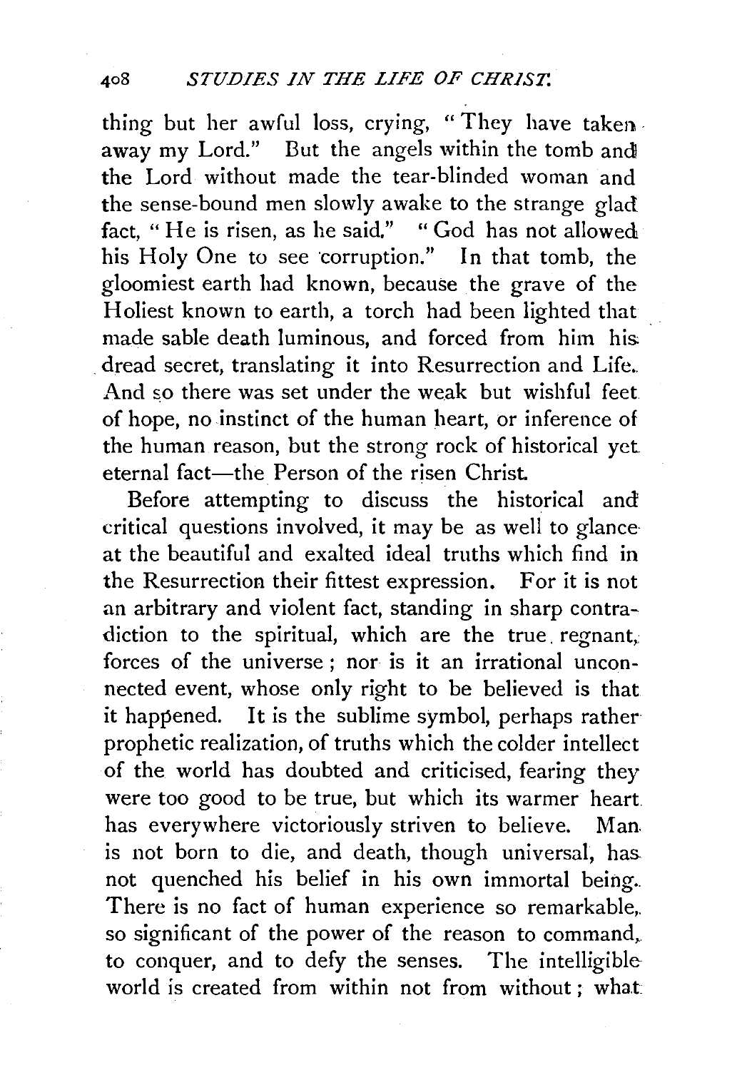thing but her awful loss, crying, "They have taken away my Lord." But the angels within the tomb and the Lord without made the tear-blinded woman and the sense-bound men slowly awake to the strange glad fact, "He is risen, as he said." "God has not allowed his Holy One to see corruption." In that tomb, the gloomiest earth had known, because the grave of the Holiest known to earth, a torch had been lighted that made sable death luminous, and forced from him his dread secret, translating it into Resurrection and Life. And so there was set under the weak but wishful feet of hope, no instinct of the human heart, or inference of the human reason, but the strong rock of historical yet eternal fact—the Person of the risen Christ.

Before attempting to discuss the historical and critical questions involved, it may be as well to glance at the beautiful and exalted ideal truths which find in the Resurrection their fittest expression. For it is not an arbitrary and violent fact, standing in sharp contradiction to the spiritual, which are the true regnant, forces of the universe; nor is it an irrational unconnected event, whose only right to be believed is that it happened. It is the sublime symbol, perhaps rather prophetic realization, of truths which the colder intellect of the world has doubted and criticised, fearing they were too good to be true, but which its warmer heart has everywhere victoriously striven to believe. Man is not born to die, and death, though universal, has not quenched his belief in his own immortal being. There is no fact of human experience so remarkable, so significant of the power of the reason to command, to conquer, and to defy the senses. The intelligible world is created from within not from without; what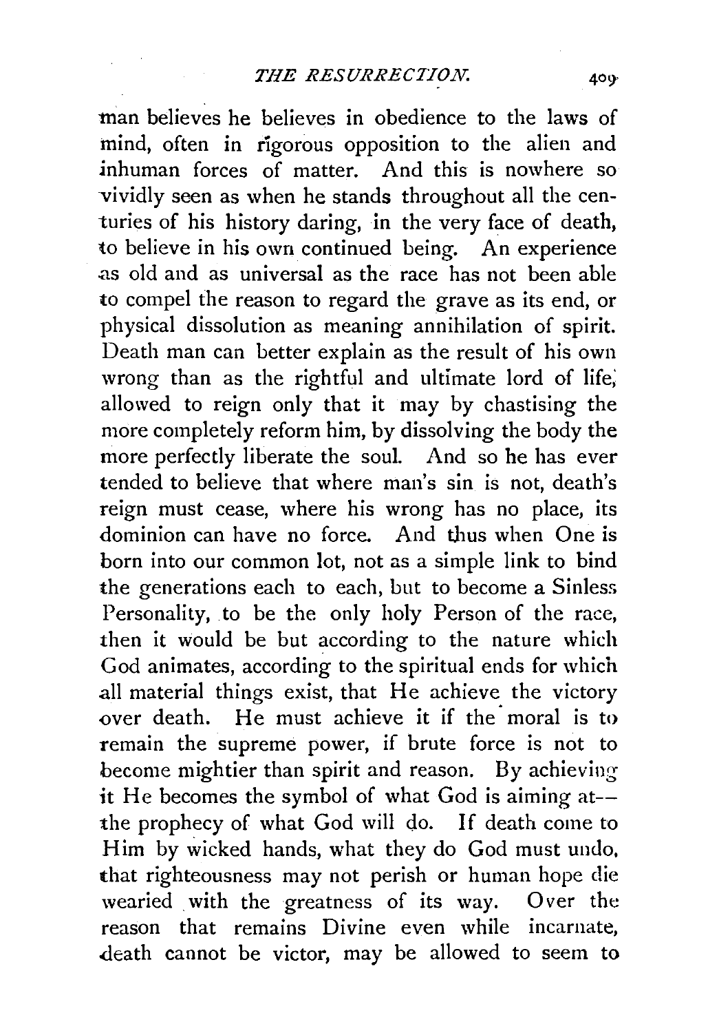man believes he believes in obedience to the laws of mind, often in rigorous opposition to the alien and inhuman forces of matter. And this is nowhere so vividly seen as when he stands throughout all the centuries of his history daring, in the very face of death, to believe in his own continued being. An experience as old and as universal as the race has not been able to compel the reason to regard the grave as its end, or physical dissolution as meaning annihilation of spirit. Death man can better explain as the result of his own wrong than as the rightful and ultimate lord of life, allowed to reign only that it may by chastising the more completely reform him, by dissolving the body the more perfectly liberate the soul. And so he has ever tended to believe that where man's sin is not, death's reign must cease, where his wrong has no place, its dominion can have no force. And thus when One is born into our common lot, not as a simple link to bind the generations each to each, but to become a Sinless Personality, to be the only holy Person of the race, then it would be but according to the nature which God animates, according to the spiritual ends for which all material things exist, that He achieve the victory over death. He must achieve it if the moral is to remain the supreme power, if brute force is not to become mightier than spirit and reason. By achieving it He becomes the symbol of what God is aiming at--the prophecy of what God will do. If death come to Him by wicked hands, what they do God must undo, that righteousness may not perish or human hope die wearied with the greatness of its way. Over the reason that remains Divine even while incarnate, death cannot be victor, may be allowed to seem to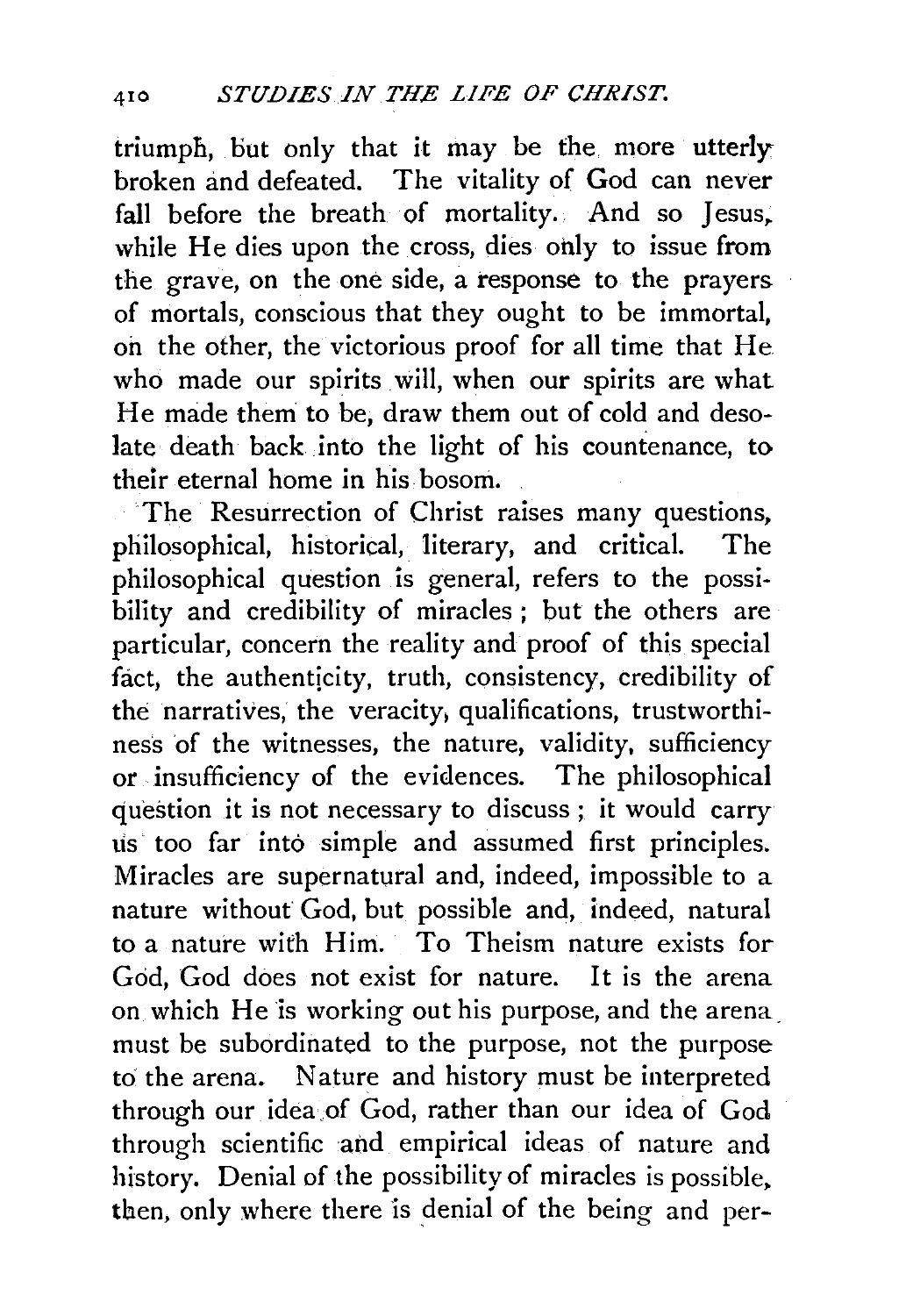triumph, but only that it may be the more utterly broken and defeated. The vitality of God can never fall before the breath of mortality. And so Jesus, while He dies upon the cross, dies only to issue from the grave, on the one side, a response to the prayers of mortals, conscious that they ought to be immortal, on the other, the victorious proof for all time that He who made our spirits will, when our spirits are what He made them to be, draw them out of cold and desolate death back into the light of his countenance, to their eternal home in his bosom.

The Resurrection of Christ raises many questions, philosophical, historical, literary, and critical. The philosophical question is general, refers to the possibility and credibility of miracles; but the others are particular, concern the reality and proof of this special fact, the authenticity, truth, consistency, credibility of the narratives, the veracity, qualifications, trustworthiness of the witnesses, the nature, validity, sufficiency or insufficiency of the evidences. The philosophical question it is not necessary to discuss; it would carry us too far into simple and assumed first principles. Miracles are supernatural and, indeed, impossible to a nature without God, but possible and, indeed, natural to a nature with Him. To Theism nature exists for God, God does not exist for nature. It is the arena on which He is working out his purpose, and the arena must be subordinated to the purpose, not the purpose to the arena. Nature and history must be interpreted through our idea of God, rather than our idea of God through scientific and empirical ideas of nature and history. Denial of the possibility of miracles is possible, then, only where there is denial of the being and per-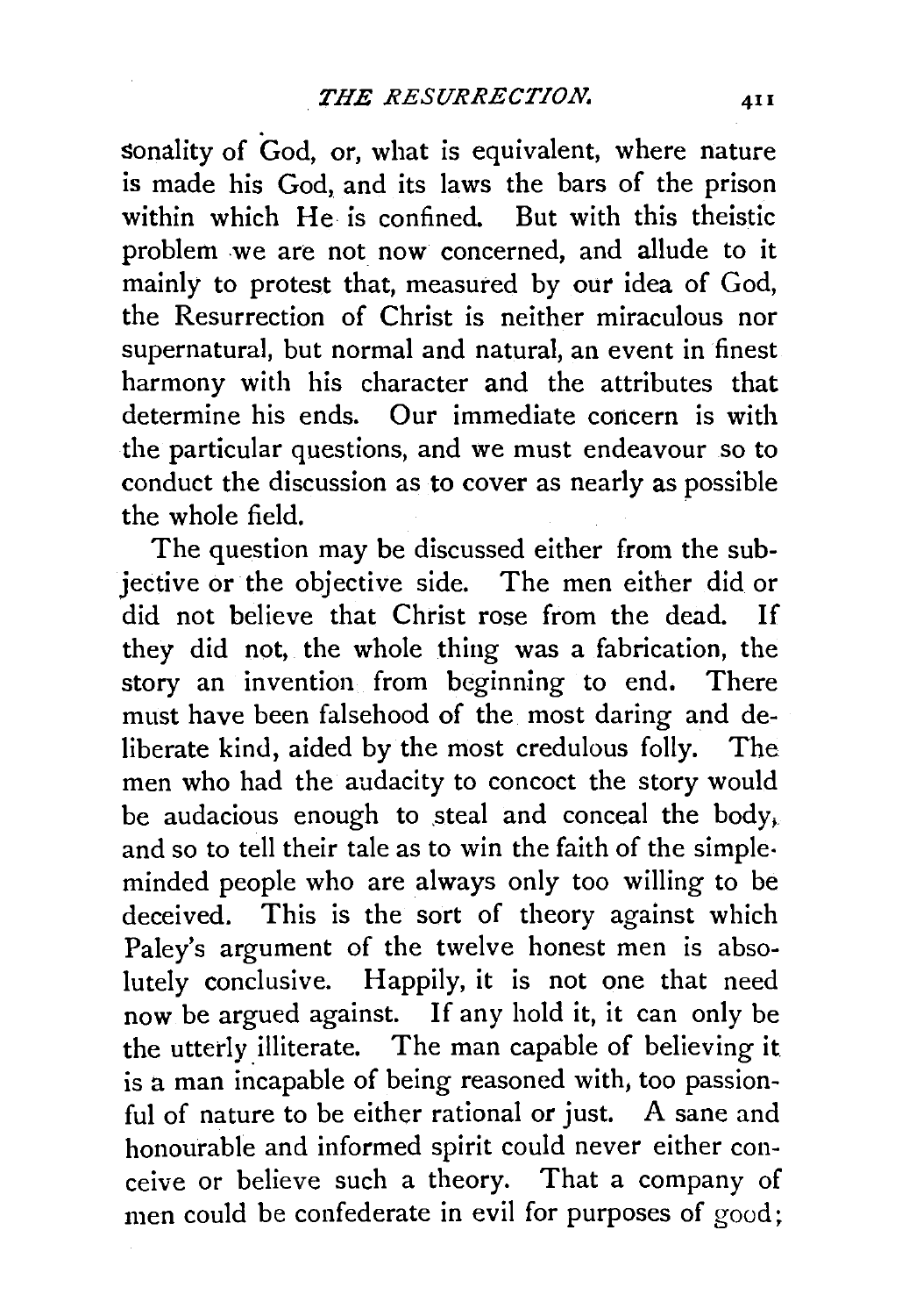sonality of God, or, what is equivalent, where nature is made his God, and its laws the bars of the prison within which He is confined. But with this theistic problem we are not now concerned, and allude to it mainly to protest that, measured by our idea of God, the Resurrection of Christ is neither miraculous nor supernatural, but normal and natural, an event in finest harmony with his character and the attributes that determine his ends. Our immediate concern is with the particular questions, and we must endeavour so to conduct the discussion as to cover as nearly as possible the whole field.

The question may be discussed either from the subjective or the objective side. The men either did or did not believe that Christ rose from the dead. If they did not, the whole thing was a fabrication, the story an invention from beginning to end. There must have been falsehood of the most daring and deliberate kind, aided by the most credulous folly. The men who had the audacity to concoct the story would be audacious enough to steal and conceal the body, and so to tell their tale as to win the faith of the simple-minded people who are always only too willing to be deceived. This is the sort of theory against which Paley's argument of the twelve honest men is absolutely conclusive. Happily, it is not one that need now be argued against. If any hold it, it can only be the utterly illiterate. The man capable of believing it is a man incapable of being reasoned with, too passionful of nature to be either rational or just. A sane and honourable and informed spirit could never either conceive or believe such a theory. That a company of men could be confederate in evil for purposes of good;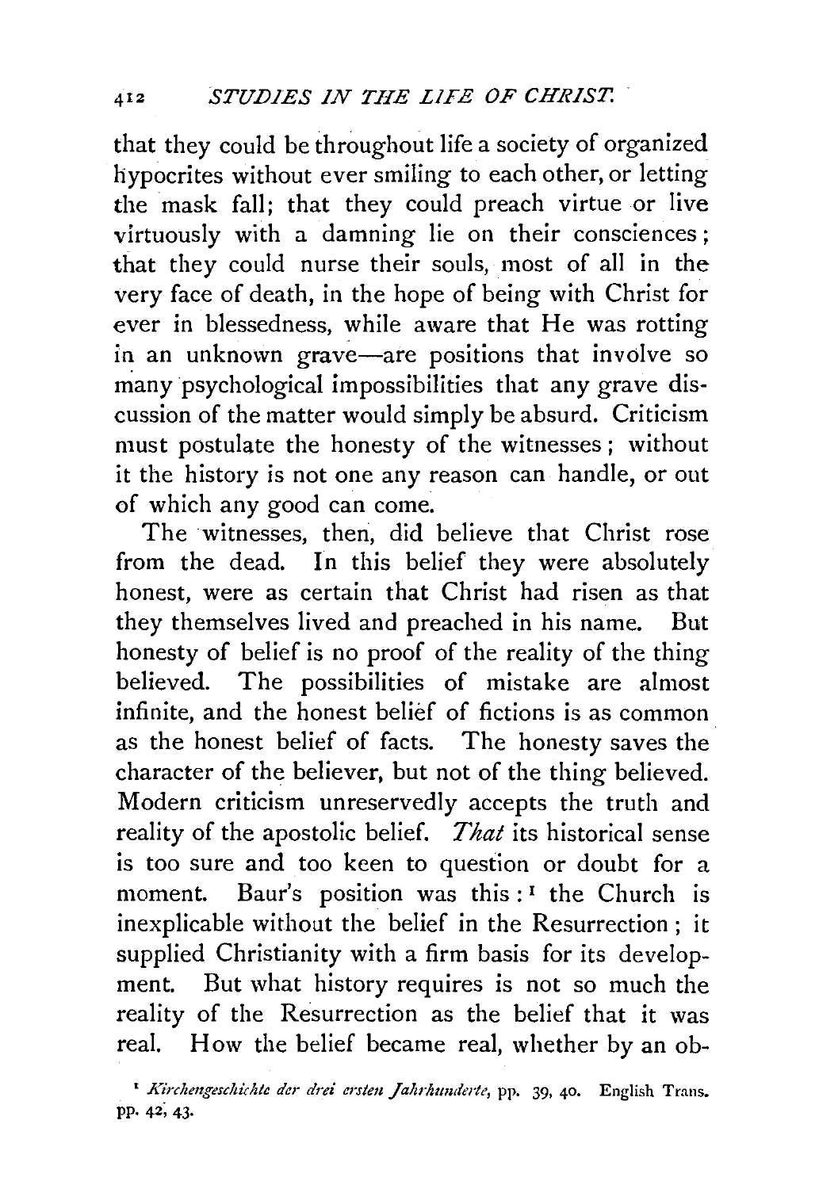that they could be throughout life a society of organized hypocrites without ever smiling to each other, or letting the mask fall; that they could preach virtue or live virtuously with a damning lie on their consciences; that they could nurse their souls, most of all in the very face of death, in the hope of being with Christ for ever in blessedness, while aware that He was rotting in an unknown grave—are positions that involve so many psychological impossibilities that any grave discussion of the matter would simply be absurd. Criticism must postulate the honesty of the witnesses; without it the history is not one any reason can handle, or out of which any good can come.

The witnesses, then, did believe that Christ rose from the dead. In this belief they were absolutely honest, were as certain that Christ had risen as that they themselves lived and preached in his name. But honesty of belief is no proof of the reality of the thing believed. The possibilities of mistake are almost infinite, and the honest belief of fictions is as common as the honest belief of facts. The honesty saves the character of the believer, but not of the thing believed. Modern criticism unreservedly accepts the truth and reality of the apostolic belief. *That* its historical sense is too sure and too keen to question or doubt for a moment. Baur's position was this:[1] the Church is inexplicable without the belief in the Resurrection; it supplied Christianity with a firm basis for its development. But what history requires is not so much the reality of the Resurrection as the belief that it was real. How the belief became real, whether by an ob-

[1] *Kirchengeschichte der drei ersten Jahrhunderte*, pp. 39, 40. English Trans. pp. 42, 43.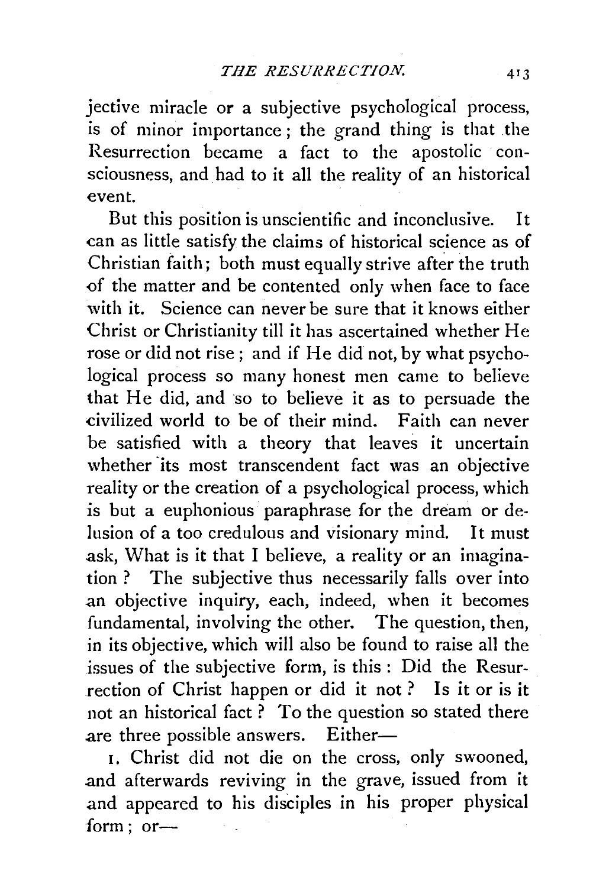jective miracle or a subjective psychological process, is of minor importance; the grand thing is that the Resurrection became a fact to the apostolic consciousness, and had to it all the reality of an historical event.

But this position is unscientific and inconclusive. It can as little satisfy the claims of historical science as of Christian faith; both must equally strive after the truth of the matter and be contented only when face to face with it. Science can never be sure that it knows either Christ or Christianity till it has ascertained whether He rose or did not rise; and if He did not, by what psychological process so many honest men came to believe that He did, and so to believe it as to persuade the civilized world to be of their mind. Faith can never be satisfied with a theory that leaves it uncertain whether its most transcendent fact was an objective reality or the creation of a psychological process, which is but a euphonious paraphrase for the dream or delusion of a too credulous and visionary mind. It must ask, What is it that I believe, a reality or an imagination? The subjective thus necessarily falls over into an objective inquiry, each, indeed, when it becomes fundamental, involving the other. The question, then, in its objective, which will also be found to raise all the issues of the subjective form, is this: Did the Resurrection of Christ happen or did it not? Is it or is it not an historical fact? To the question so stated there are three possible answers. Either—

1. Christ did not die on the cross, only swooned, and afterwards reviving in the grave, issued from it and appeared to his disciples in his proper physical form; or—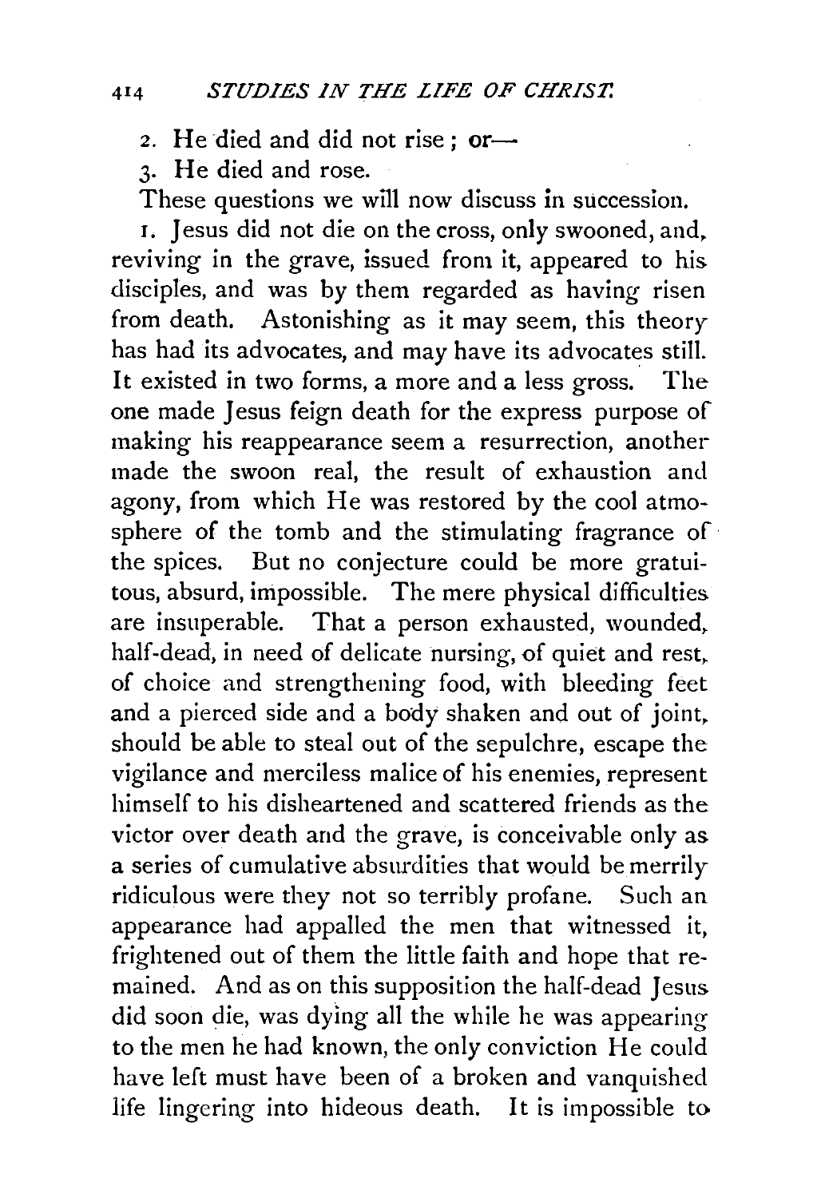2. He died and did not rise; or—

3. He died and rose.

These questions we will now discuss in succession.

1. Jesus did not die on the cross, only swooned, and, reviving in the grave, issued from it, appeared to his disciples, and was by them regarded as having risen from death. Astonishing as it may seem, this theory has had its advocates, and may have its advocates still. It existed in two forms, a more and a less gross. The one made Jesus feign death for the express purpose of making his reappearance seem a resurrection, another made the swoon real, the result of exhaustion and agony, from which He was restored by the cool atmosphere of the tomb and the stimulating fragrance of the spices. But no conjecture could be more gratuitous, absurd, impossible. The mere physical difficulties are insuperable. That a person exhausted, wounded, half-dead, in need of delicate nursing, of quiet and rest, of choice and strengthening food, with bleeding feet and a pierced side and a body shaken and out of joint, should be able to steal out of the sepulchre, escape the vigilance and merciless malice of his enemies, represent himself to his disheartened and scattered friends as the victor over death and the grave, is conceivable only as a series of cumulative absurdities that would be merrily ridiculous were they not so terribly profane. Such an appearance had appalled the men that witnessed it, frightened out of them the little faith and hope that remained. And as on this supposition the half-dead Jesus did soon die, was dying all the while he was appearing to the men he had known, the only conviction He could have left must have been of a broken and vanquished life lingering into hideous death. It is impossible to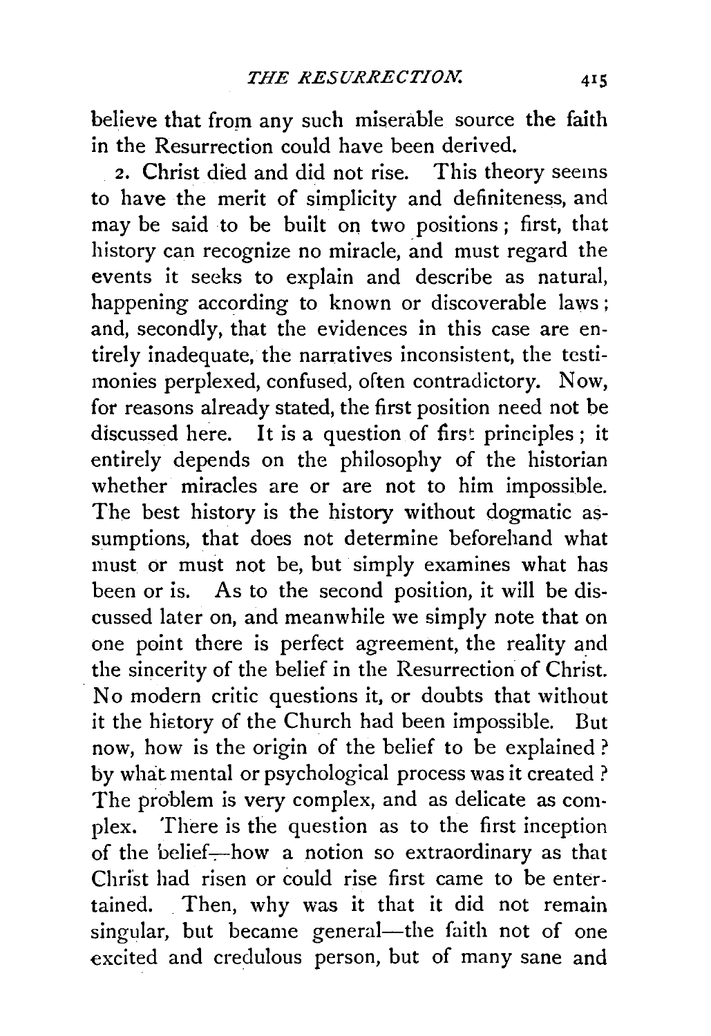believe that from any such miserable source the faith in the Resurrection could have been derived.

2. Christ died and did not rise. This theory seems to have the merit of simplicity and definiteness, and may be said to be built on two positions; first, that history can recognize no miracle, and must regard the events it seeks to explain and describe as natural, happening according to known or discoverable laws; and, secondly, that the evidences in this case are entirely inadequate, the narratives inconsistent, the testimonies perplexed, confused, often contradictory. Now, for reasons already stated, the first position need not be discussed here. It is a question of first principles; it entirely depends on the philosophy of the historian whether miracles are or are not to him impossible. The best history is the history without dogmatic assumptions, that does not determine beforehand what must or must not be, but simply examines what has been or is. As to the second position, it will be discussed later on, and meanwhile we simply note that on one point there is perfect agreement, the reality and the sincerity of the belief in the Resurrection of Christ. No modern critic questions it, or doubts that without it the history of the Church had been impossible. But now, how is the origin of the belief to be explained? by what mental or psychological process was it created? The problem is very complex, and as delicate as complex. There is the question as to the first inception of the belief—how a notion so extraordinary as that Christ had risen or could rise first came to be entertained. Then, why was it that it did not remain singular, but became general—the faith not of one excited and credulous person, but of many sane and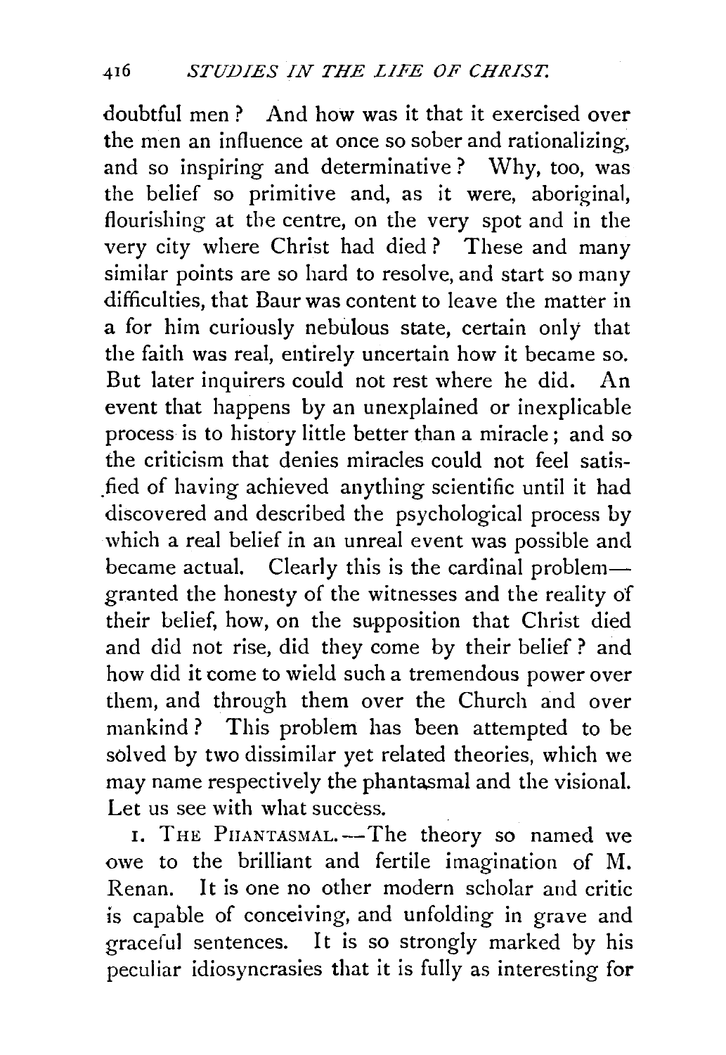doubtful men? And how was it that it exercised over the men an influence at once so sober and rationalizing, and so inspiring and determinative? Why, too, was the belief so primitive and, as it were, aboriginal, flourishing at the centre, on the very spot and in the very city where Christ had died? These and many similar points are so hard to resolve, and start so many difficulties, that Baur was content to leave the matter in a for him curiously nebulous state, certain only that the faith was real, entirely uncertain how it became so. But later inquirers could not rest where he did. An event that happens by an unexplained or inexplicable process is to history little better than a miracle; and so the criticism that denies miracles could not feel satisfied of having achieved anything scientific until it had discovered and described the psychological process by which a real belief in an unreal event was possible and became actual. Clearly this is the cardinal problem—granted the honesty of the witnesses and the reality of their belief, how, on the supposition that Christ died and did not rise, did they come by their belief? and how did it come to wield such a tremendous power over them, and through them over the Church and over mankind? This problem has been attempted to be solved by two dissimilar yet related theories, which we may name respectively the phantasmal and the visional. Let us see with what success.

1. The Phantasmal.—The theory so named we owe to the brilliant and fertile imagination of M. Renan. It is one no other modern scholar and critic is capable of conceiving, and unfolding in grave and graceful sentences. It is so strongly marked by his peculiar idiosyncrasies that it is fully as interesting for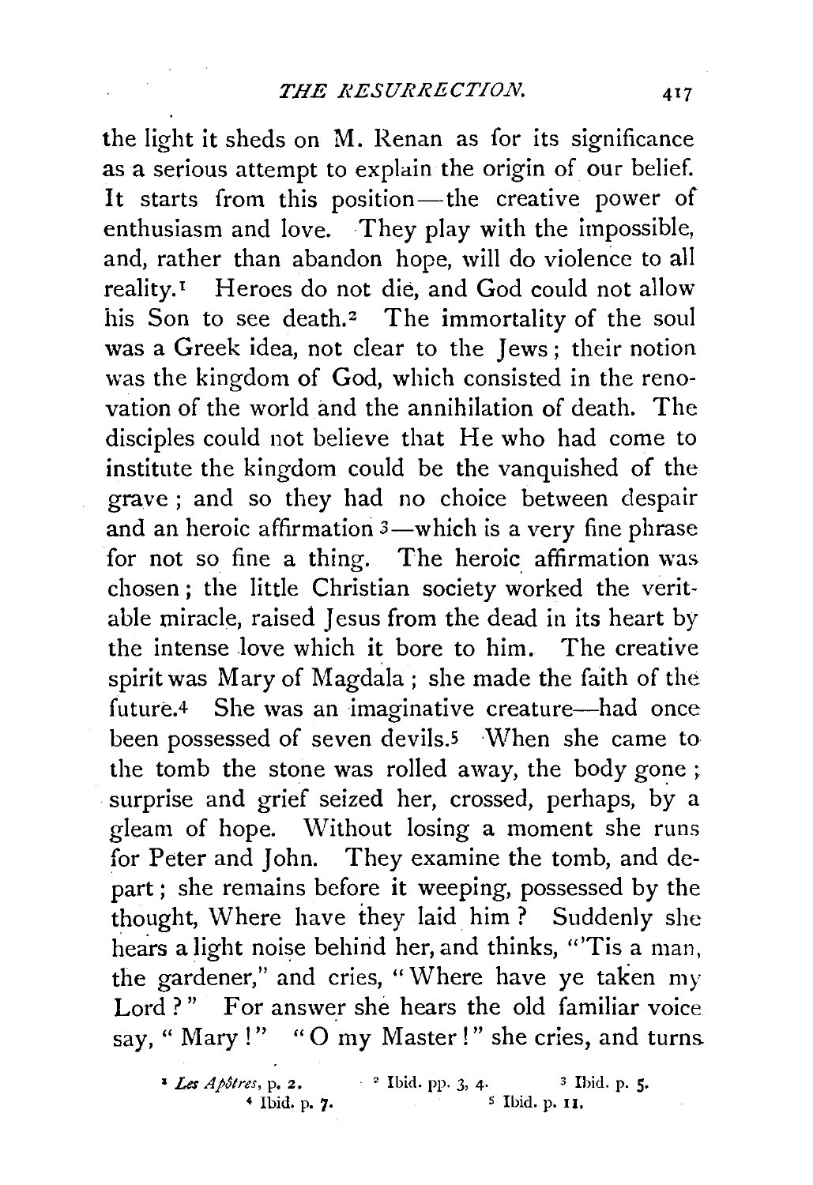the light it sheds on M. Renan as for its significance as a serious attempt to explain the origin of our belief. It starts from this position—the creative power of enthusiasm and love. They play with the impossible, and, rather than abandon hope, will do violence to all reality.[1] Heroes do not die, and God could not allow his Son to see death.[2] The immortality of the soul was a Greek idea, not clear to the Jews; their notion was the kingdom of God, which consisted in the renovation of the world and the annihilation of death. The disciples could not believe that He who had come to institute the kingdom could be the vanquished of the grave; and so they had no choice between despair and an heroic affirmation[3]—which is a very fine phrase for not so fine a thing. The heroic affirmation was chosen; the little Christian society worked the veritable miracle, raised Jesus from the dead in its heart by the intense love which it bore to him. The creative spirit was Mary of Magdala; she made the faith of the future.[4] She was an imaginative creature—had once been possessed of seven devils.[5] When she came to the tomb the stone was rolled away, the body gone; surprise and grief seized her, crossed, perhaps, by a gleam of hope. Without losing a moment she runs for Peter and John. They examine the tomb, and depart; she remains before it weeping, possessed by the thought, Where have they laid him? Suddenly she hears a light noise behind her, and thinks, "'Tis a man, the gardener," and cries, "Where have ye taken my Lord?" For answer she hears the old familiar voice say, "Mary!" "O my Master!" she cries, and turns

[1] *Les Apôtres*, p. 2. [2] Ibid. pp. 3, 4. [3] Ibid. p. 5. [4] Ibid. p. 7. [5] Ibid. p. 11.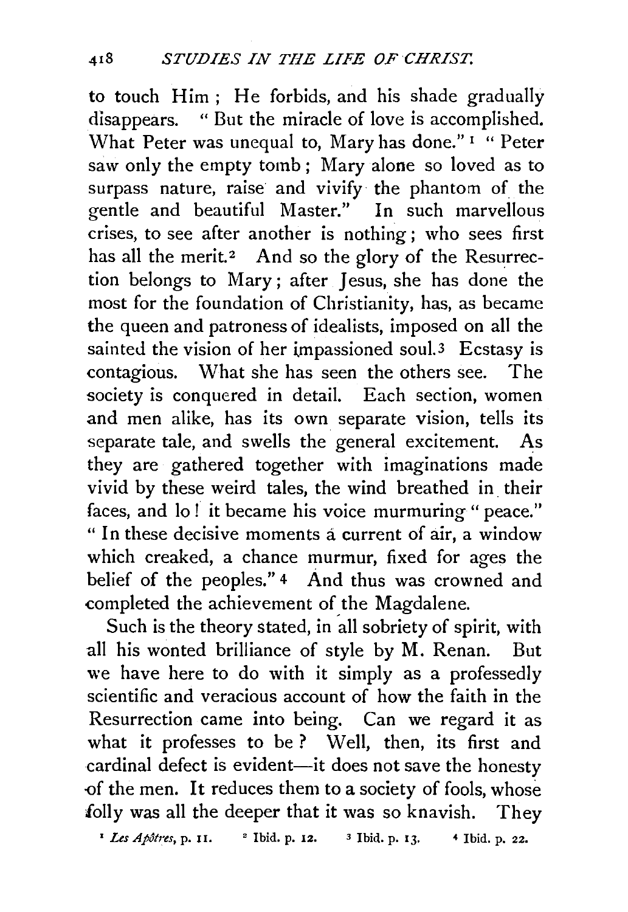to touch Him; He forbids, and his shade gradually disappears. "But the miracle of love is accomplished. What Peter was unequal to, Mary has done."[1] "Peter saw only the empty tomb; Mary alone so loved as to surpass nature, raise and vivify the phantom of the gentle and beautiful Master." In such marvellous crises, to see after another is nothing; who sees first has all the merit.[2] And so the glory of the Resurrection belongs to Mary; after Jesus, she has done the most for the foundation of Christianity, has, as became the queen and patroness of idealists, imposed on all the sainted the vision of her impassioned soul.[3] Ecstasy is contagious. What she has seen the others see. The society is conquered in detail. Each section, women and men alike, has its own separate vision, tells its separate tale, and swells the general excitement. As they are gathered together with imaginations made vivid by these weird tales, the wind breathed in their faces, and lo! it became his voice murmuring "peace." "In these decisive moments a current of air, a window which creaked, a chance murmur, fixed for ages the belief of the peoples."[4] And thus was crowned and completed the achievement of the Magdalene.

Such is the theory stated, in all sobriety of spirit, with all his wonted brilliance of style by M. Renan. But we have here to do with it simply as a professedly scientific and veracious account of how the faith in the Resurrection came into being. Can we regard it as what it professes to be? Well, then, its first and cardinal defect is evident—it does not save the honesty of the men. It reduces them to a society of fools, whose folly was all the deeper that it was so knavish. They

[1] *Les Apôtres*, p. 11. [2] Ibid. p. 12. [3] Ibid. p. 13. [4] Ibid. p. 22.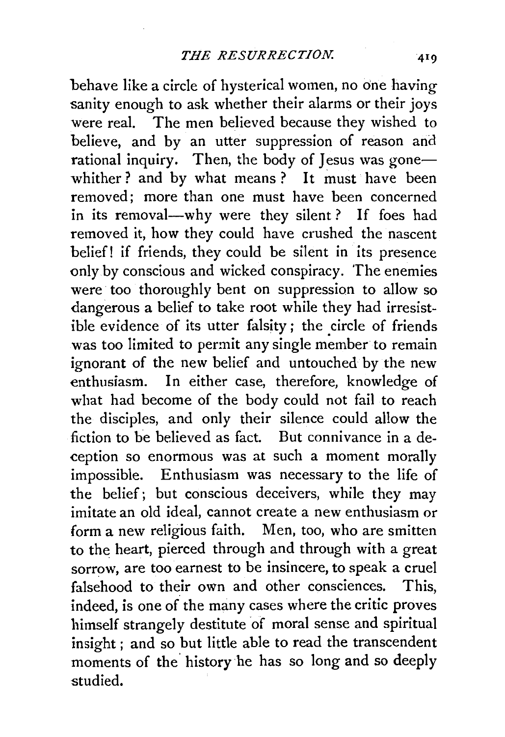behave like a circle of hysterical women, no one having sanity enough to ask whether their alarms or their joys were real. The men believed because they wished to believe, and by an utter suppression of reason and rational inquiry. Then, the body of Jesus was gone—whither? and by what means? It must have been removed; more than one must have been concerned in its removal—why were they silent? If foes had removed it, how they could have crushed the nascent belief! if friends, they could be silent in its presence only by conscious and wicked conspiracy. The enemies were too thoroughly bent on suppression to allow so dangerous a belief to take root while they had irresistible evidence of its utter falsity; the circle of friends was too limited to permit any single member to remain ignorant of the new belief and untouched by the new enthusiasm. In either case, therefore, knowledge of what had become of the body could not fail to reach the disciples, and only their silence could allow the fiction to be believed as fact. But connivance in a deception so enormous was at such a moment morally impossible. Enthusiasm was necessary to the life of the belief; but conscious deceivers, while they may imitate an old ideal, cannot create a new enthusiasm or form a new religious faith. Men, too, who are smitten to the heart, pierced through and through with a great sorrow, are too earnest to be insincere, to speak a cruel falsehood to their own and other consciences. This, indeed, is one of the many cases where the critic proves himself strangely destitute of moral sense and spiritual insight; and so but little able to read the transcendent moments of the history he has so long and so deeply studied.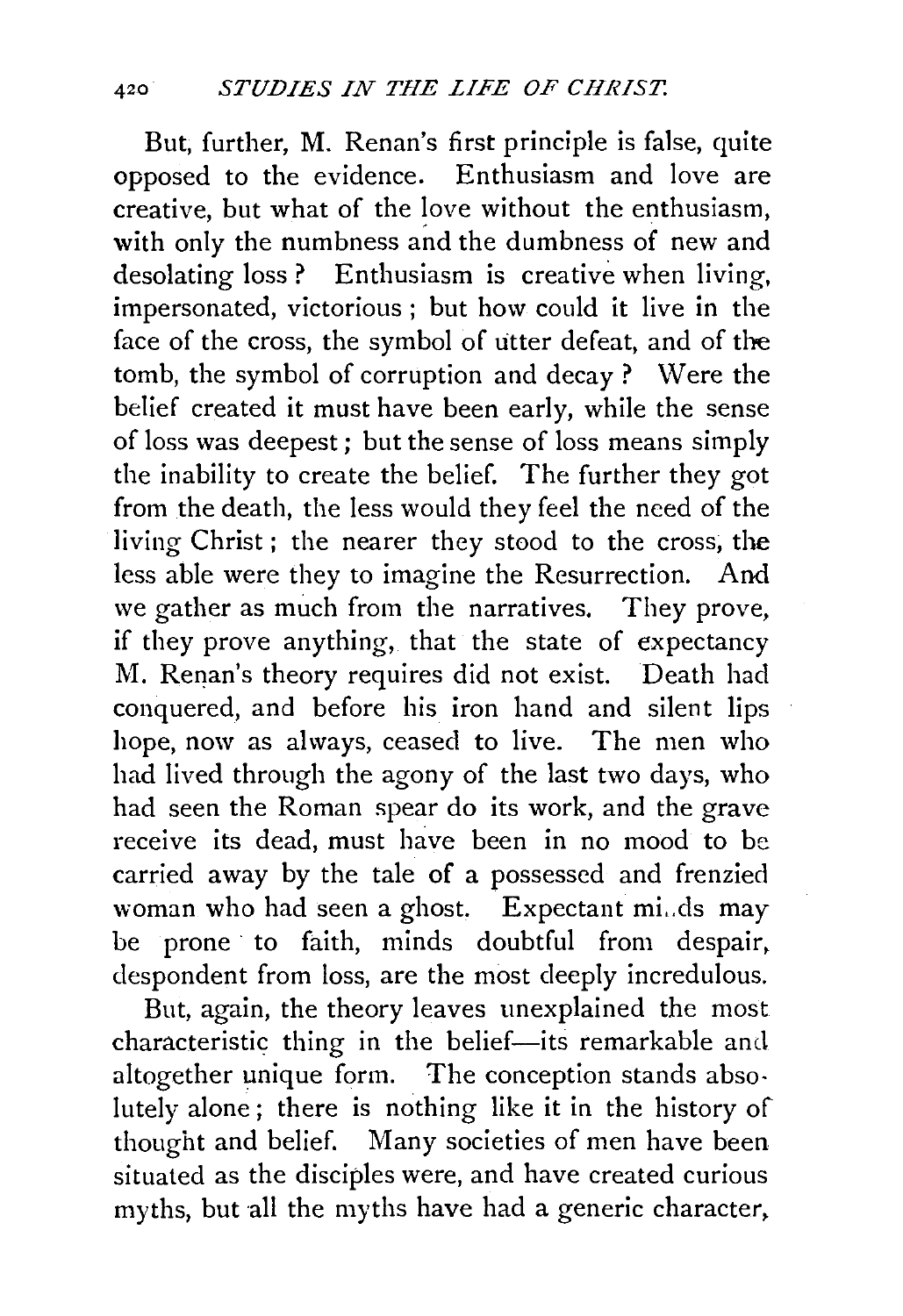But, further, M. Renan's first principle is false, quite opposed to the evidence. Enthusiasm and love are creative, but what of the love without the enthusiasm, with only the numbness and the dumbness of new and desolating loss? Enthusiasm is creative when living, impersonated, victorious; but how could it live in the face of the cross, the symbol of utter defeat, and of the tomb, the symbol of corruption and decay? Were the belief created it must have been early, while the sense of loss was deepest; but the sense of loss means simply the inability to create the belief. The further they got from the death, the less would they feel the need of the living Christ; the nearer they stood to the cross, the less able were they to imagine the Resurrection. And we gather as much from the narratives. They prove, if they prove anything, that the state of expectancy M. Renan's theory requires did not exist. Death had conquered, and before his iron hand and silent lips hope, now as always, ceased to live. The men who had lived through the agony of the last two days, who had seen the Roman spear do its work, and the grave receive its dead, must have been in no mood to be carried away by the tale of a possessed and frenzied woman who had seen a ghost. Expectant minds may be prone to faith, minds doubtful from despair, despondent from loss, are the most deeply incredulous.

But, again, the theory leaves unexplained the most characteristic thing in the belief—its remarkable and altogether unique form. The conception stands absolutely alone; there is nothing like it in the history of thought and belief. Many societies of men have been situated as the disciples were, and have created curious myths, but all the myths have had a generic character,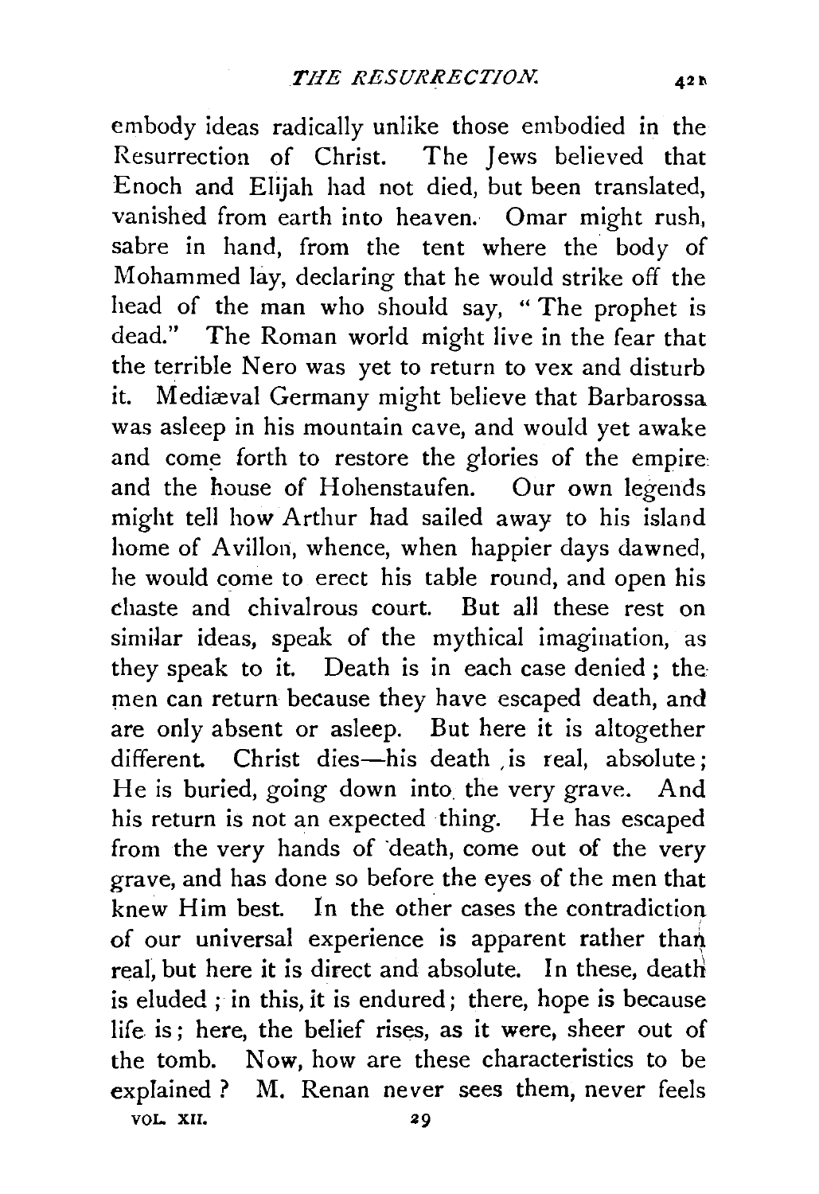embody ideas radically unlike those embodied in the Resurrection of Christ. The Jews believed that Enoch and Elijah had not died, but been translated, vanished from earth into heaven. Omar might rush, sabre in hand, from the tent where the body of Mohammed lay, declaring that he would strike off the head of the man who should say, "The prophet is dead." The Roman world might live in the fear that the terrible Nero was yet to return to vex and disturb it. Mediæval Germany might believe that Barbarossa was asleep in his mountain cave, and would yet awake and come forth to restore the glories of the empire and the house of Hohenstaufen. Our own legends might tell how Arthur had sailed away to his island home of Avillon, whence, when happier days dawned, he would come to erect his table round, and open his chaste and chivalrous court. But all these rest on similar ideas, speak of the mythical imagination, as they speak to it. Death is in each case denied; the men can return because they have escaped death, and are only absent or asleep. But here it is altogether different. Christ dies—his death is real, absolute; He is buried, going down into the very grave. And his return is not an expected thing. He has escaped from the very hands of death, come out of the very grave, and has done so before the eyes of the men that knew Him best. In the other cases the contradiction of our universal experience is apparent rather than real, but here it is direct and absolute. In these, death is eluded; in this, it is endured; there, hope is because life is; here, the belief rises, as it were, sheer out of the tomb. Now, how are these characteristics to be explained? M. Renan never sees them, never feels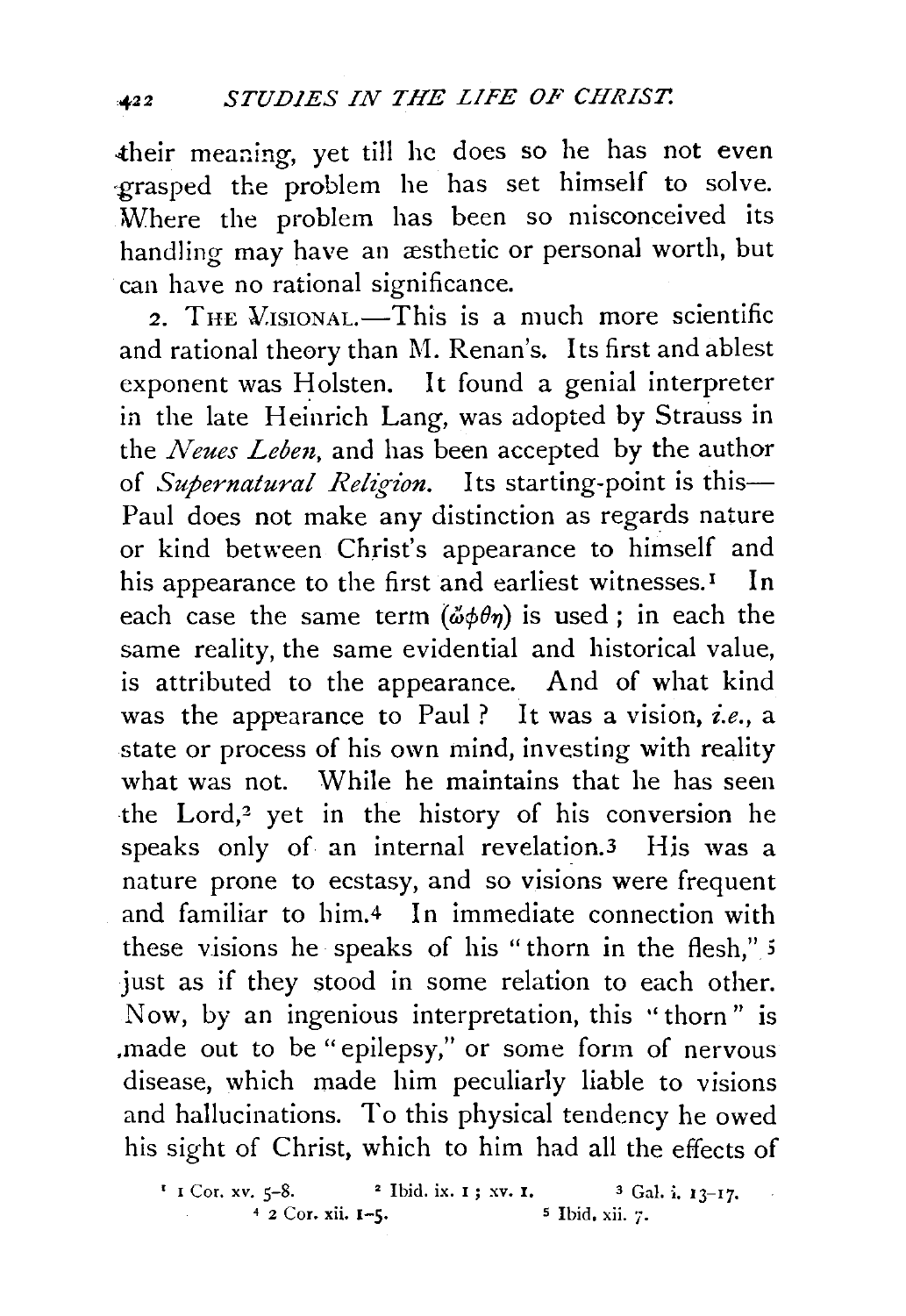their meaning, yet till he does so he has not even grasped the problem he has set himself to solve. Where the problem has been so misconceived its handling may have an æsthetic or personal worth, but can have no rational significance.

2. THE VISIONAL.—This is a much more scientific and rational theory than M. Renan's. Its first and ablest exponent was Holsten. It found a genial interpreter in the late Heinrich Lang, was adopted by Strauss in the *Neues Leben*, and has been accepted by the author of *Supernatural Religion*. Its starting-point is this—Paul does not make any distinction as regards nature or kind between Christ's appearance to himself and his appearance to the first and earliest witnesses.[1] In each case the same term (ὤφθη) is used; in each the same reality, the same evidential and historical value, is attributed to the appearance. And of what kind was the appearance to Paul? It was a vision, *i.e.*, a state or process of his own mind, investing with reality what was not. While he maintains that he has seen the Lord,[2] yet in the history of his conversion he speaks only of an internal revelation.[3] His was a nature prone to ecstasy, and so visions were frequent and familiar to him.[4] In immediate connection with these visions he speaks of his "thorn in the flesh,"[5] just as if they stood in some relation to each other. Now, by an ingenious interpretation, this "thorn" is made out to be "epilepsy," or some form of nervous disease, which made him peculiarly liable to visions and hallucinations. To this physical tendency he owed his sight of Christ, which to him had all the effects of

[1] 1 Cor. xv. 5–8. [2] Ibid. ix. 1; xv. 1. [3] Gal. i. 13–17. [4] 2 Cor. xii. 1–5. [5] Ibid. xii. 7.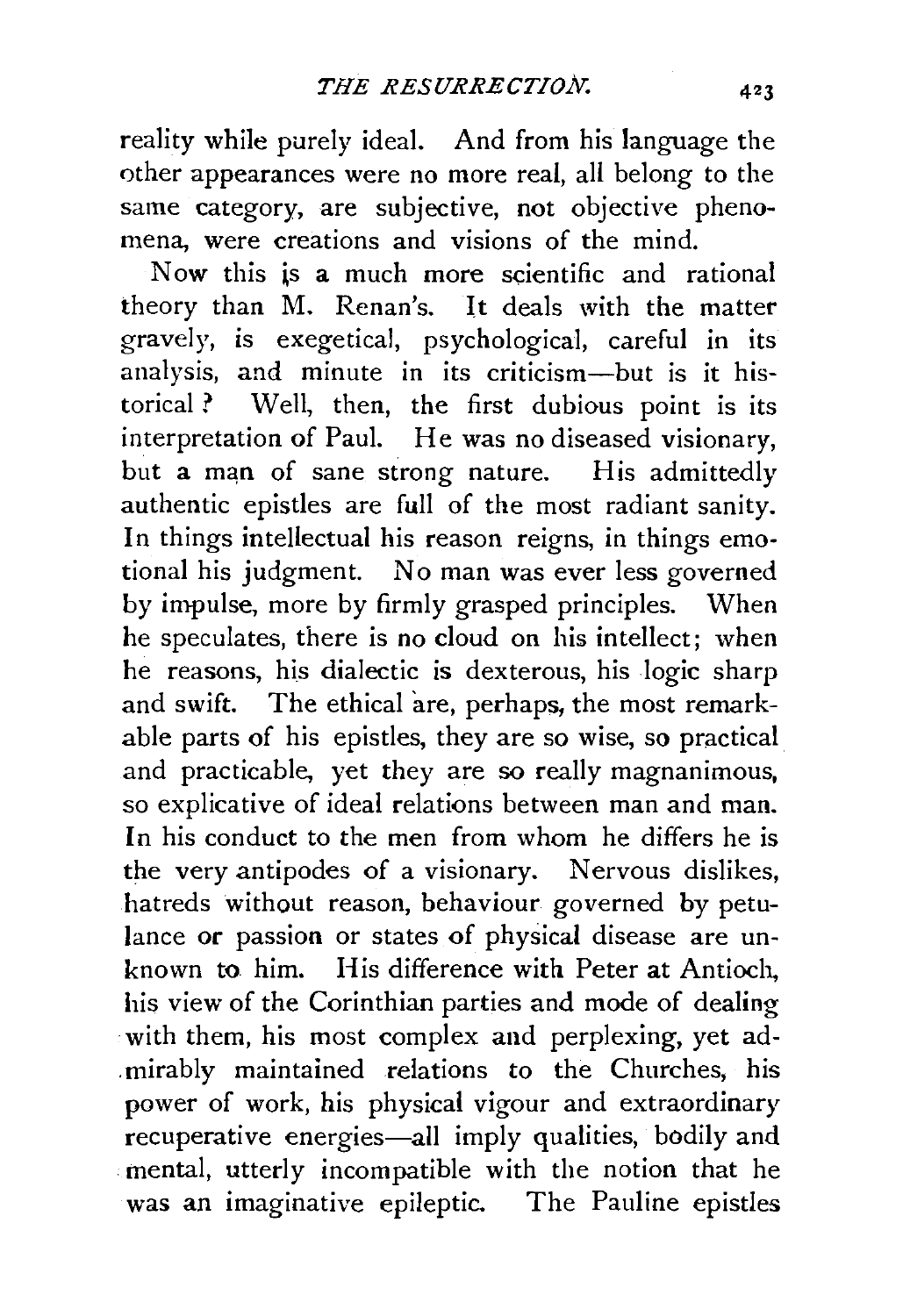reality while purely ideal. And from his language the other appearances were no more real, all belong to the same category, are subjective, not objective phenomena, were creations and visions of the mind.

Now this is a much more scientific and rational theory than M. Renan's. It deals with the matter gravely, is exegetical, psychological, careful in its analysis, and minute in its criticism—but is it historical? Well, then, the first dubious point is its interpretation of Paul. He was no diseased visionary, but a man of sane strong nature. His admittedly authentic epistles are full of the most radiant sanity. In things intellectual his reason reigns, in things emotional his judgment. No man was ever less governed by impulse, more by firmly grasped principles. When he speculates, there is no cloud on his intellect; when he reasons, his dialectic is dexterous, his logic sharp and swift. The ethical are, perhaps, the most remarkable parts of his epistles, they are so wise, so practical and practicable, yet they are so really magnanimous, so explicative of ideal relations between man and man. In his conduct to the men from whom he differs he is the very antipodes of a visionary. Nervous dislikes, hatreds without reason, behaviour governed by petulance or passion or states of physical disease are unknown to him. His difference with Peter at Antioch, his view of the Corinthian parties and mode of dealing with them, his most complex and perplexing, yet admirably maintained relations to the Churches, his power of work, his physical vigour and extraordinary recuperative energies—all imply qualities, bodily and mental, utterly incompatible with the notion that he was an imaginative epileptic. The Pauline epistles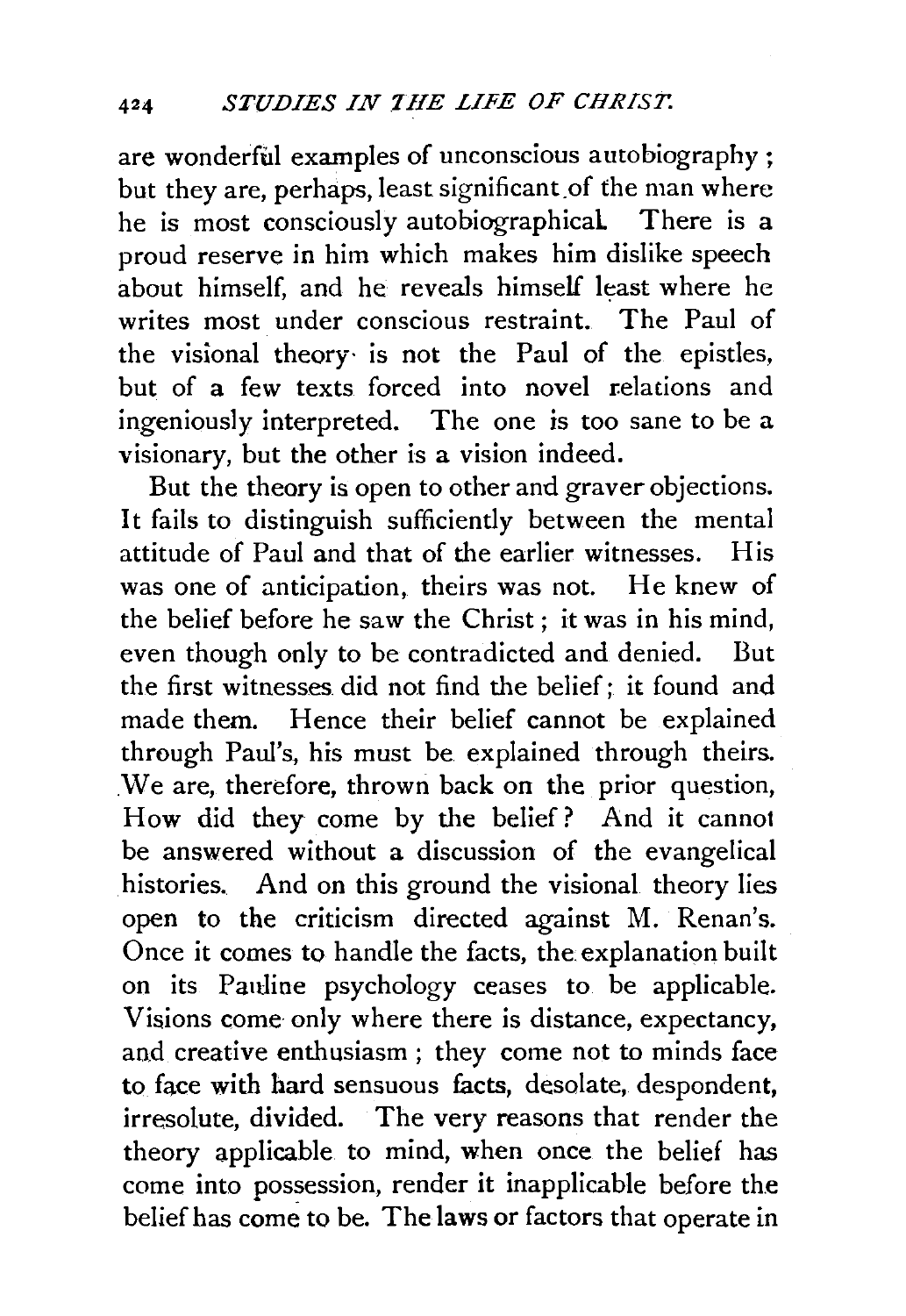are wonderful examples of unconscious autobiography; but they are, perhaps, least significant of the man where he is most consciously autobiographical. There is a proud reserve in him which makes him dislike speech about himself, and he reveals himself least where he writes most under conscious restraint. The Paul of the visional theory is not the Paul of the epistles, but of a few texts forced into novel relations and ingeniously interpreted. The one is too sane to be a visionary, but the other is a vision indeed.

But the theory is open to other and graver objections. It fails to distinguish sufficiently between the mental attitude of Paul and that of the earlier witnesses. His was one of anticipation, theirs was not. He knew of the belief before he saw the Christ; it was in his mind, even though only to be contradicted and denied. But the first witnesses did not find the belief; it found and made them. Hence their belief cannot be explained through Paul's, his must be explained through theirs. We are, therefore, thrown back on the prior question, How did they come by the belief? And it cannot be answered without a discussion of the evangelical histories. And on this ground the visional theory lies open to the criticism directed against M. Renan's. Once it comes to handle the facts, the explanation built on its Pauline psychology ceases to be applicable. Visions come only where there is distance, expectancy, and creative enthusiasm; they come not to minds face to face with hard sensuous facts, desolate, despondent, irresolute, divided. The very reasons that render the theory applicable to mind, when once the belief has come into possession, render it inapplicable before the belief has come to be. The laws or factors that operate in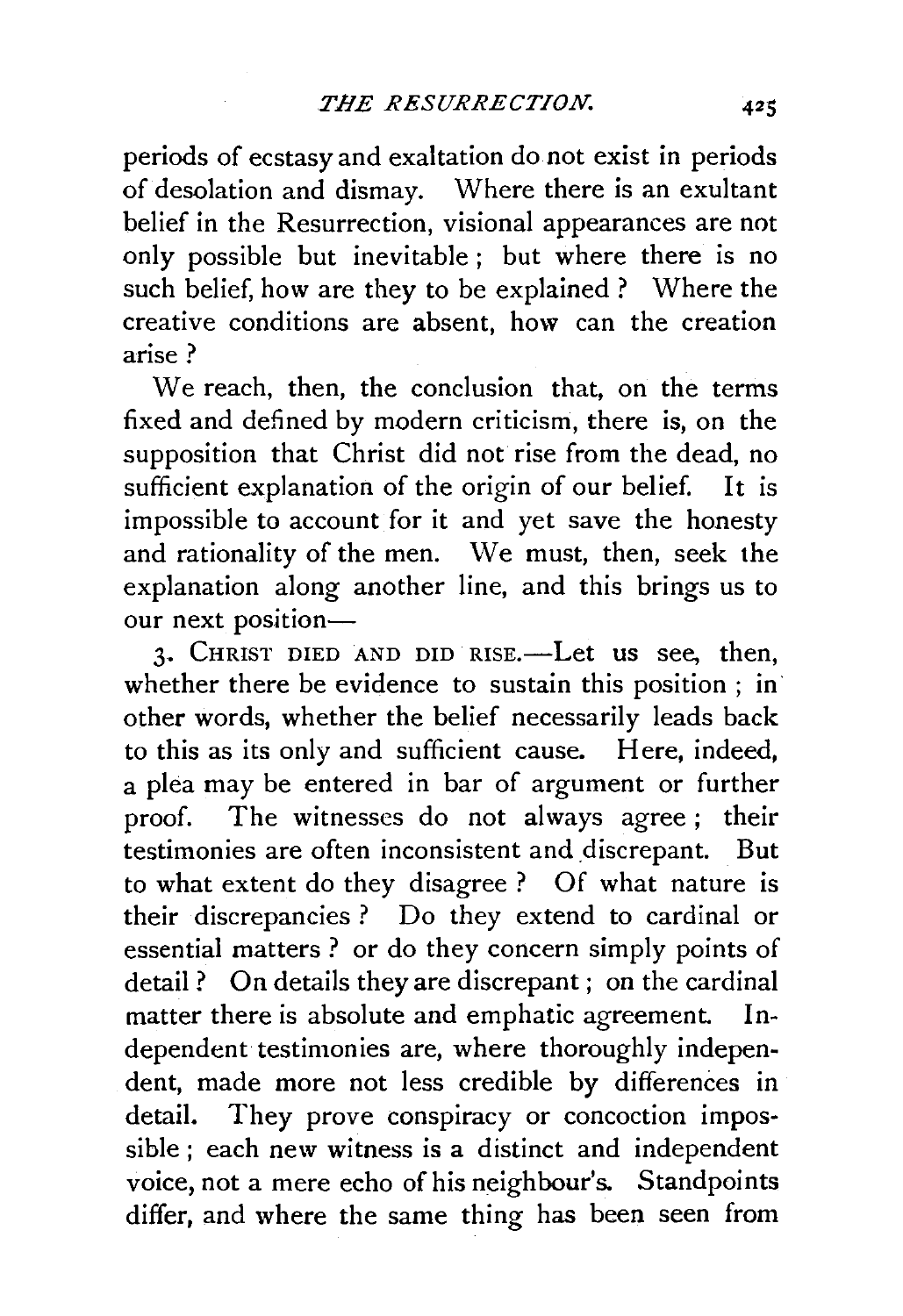periods of ecstasy and exaltation do not exist in periods of desolation and dismay. Where there is an exultant belief in the Resurrection, visional appearances are not only possible but inevitable; but where there is no such belief, how are they to be explained? Where the creative conditions are absent, how can the creation arise?

We reach, then, the conclusion that, on the terms fixed and defined by modern criticism, there is, on the supposition that Christ did not rise from the dead, no sufficient explanation of the origin of our belief. It is impossible to account for it and yet save the honesty and rationality of the men. We must, then, seek the explanation along another line, and this brings us to our next position—

3. CHRIST DIED AND DID RISE.—Let us see, then, whether there be evidence to sustain this position; in other words, whether the belief necessarily leads back to this as its only and sufficient cause. Here, indeed, a plea may be entered in bar of argument or further proof. The witnesses do not always agree; their testimonies are often inconsistent and discrepant. But to what extent do they disagree? Of what nature is their discrepancies? Do they extend to cardinal or essential matters? or do they concern simply points of detail? On details they are discrepant; on the cardinal matter there is absolute and emphatic agreement. Independent testimonies are, where thoroughly independent, made more not less credible by differences in detail. They prove conspiracy or concoction impossible; each new witness is a distinct and independent voice, not a mere echo of his neighbour's. Standpoints differ, and where the same thing has been seen from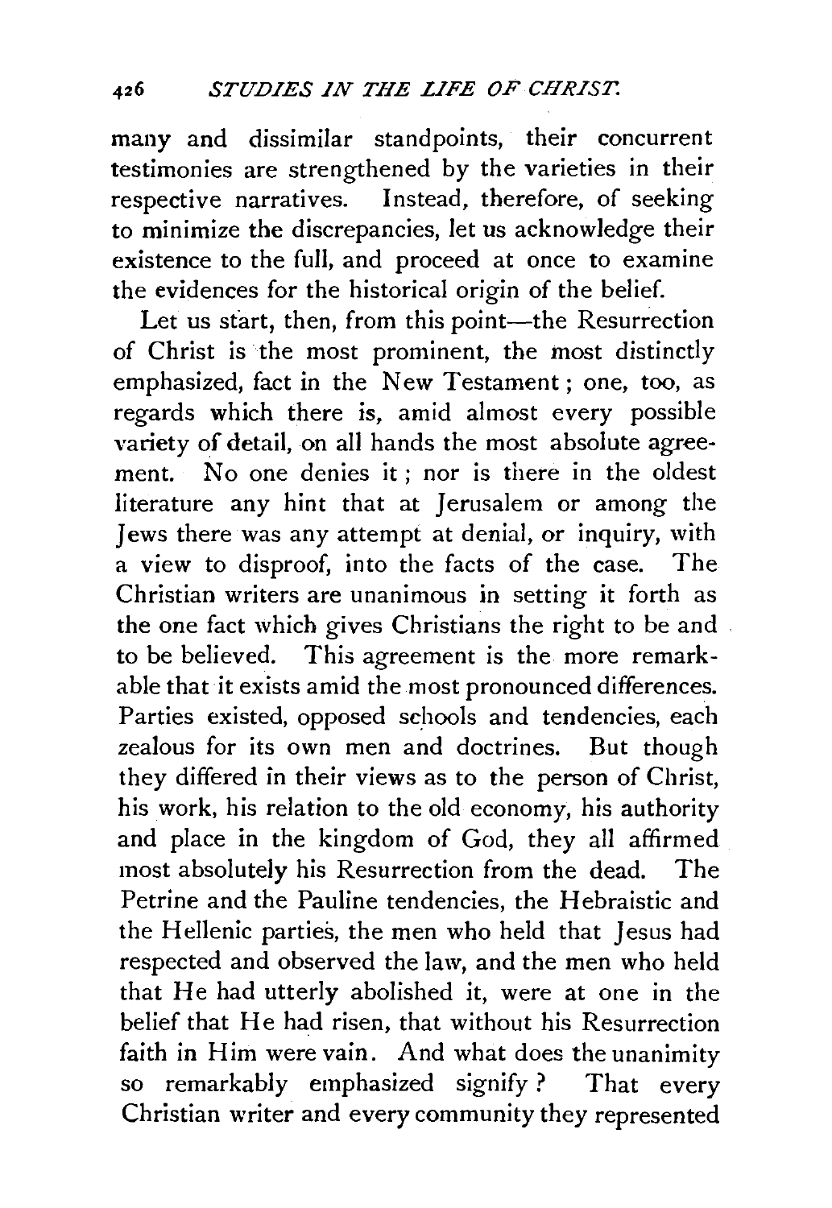many and dissimilar standpoints, their concurrent testimonies are strengthened by the varieties in their respective narratives. Instead, therefore, of seeking to minimize the discrepancies, let us acknowledge their existence to the full, and proceed at once to examine the evidences for the historical origin of the belief.

Let us start, then, from this point—the Resurrection of Christ is the most prominent, the most distinctly emphasized, fact in the New Testament; one, too, as regards which there is, amid almost every possible variety of detail, on all hands the most absolute agreement. No one denies it; nor is there in the oldest literature any hint that at Jerusalem or among the Jews there was any attempt at denial, or inquiry, with a view to disproof, into the facts of the case. The Christian writers are unanimous in setting it forth as the one fact which gives Christians the right to be and to be believed. This agreement is the more remarkable that it exists amid the most pronounced differences. Parties existed, opposed schools and tendencies, each zealous for its own men and doctrines. But though they differed in their views as to the person of Christ, his work, his relation to the old economy, his authority and place in the kingdom of God, they all affirmed most absolutely his Resurrection from the dead. The Petrine and the Pauline tendencies, the Hebraistic and the Hellenic parties, the men who held that Jesus had respected and observed the law, and the men who held that He had utterly abolished it, were at one in the belief that He had risen, that without his Resurrection faith in Him were vain. And what does the unanimity so remarkably emphasized signify? That every Christian writer and every community they represented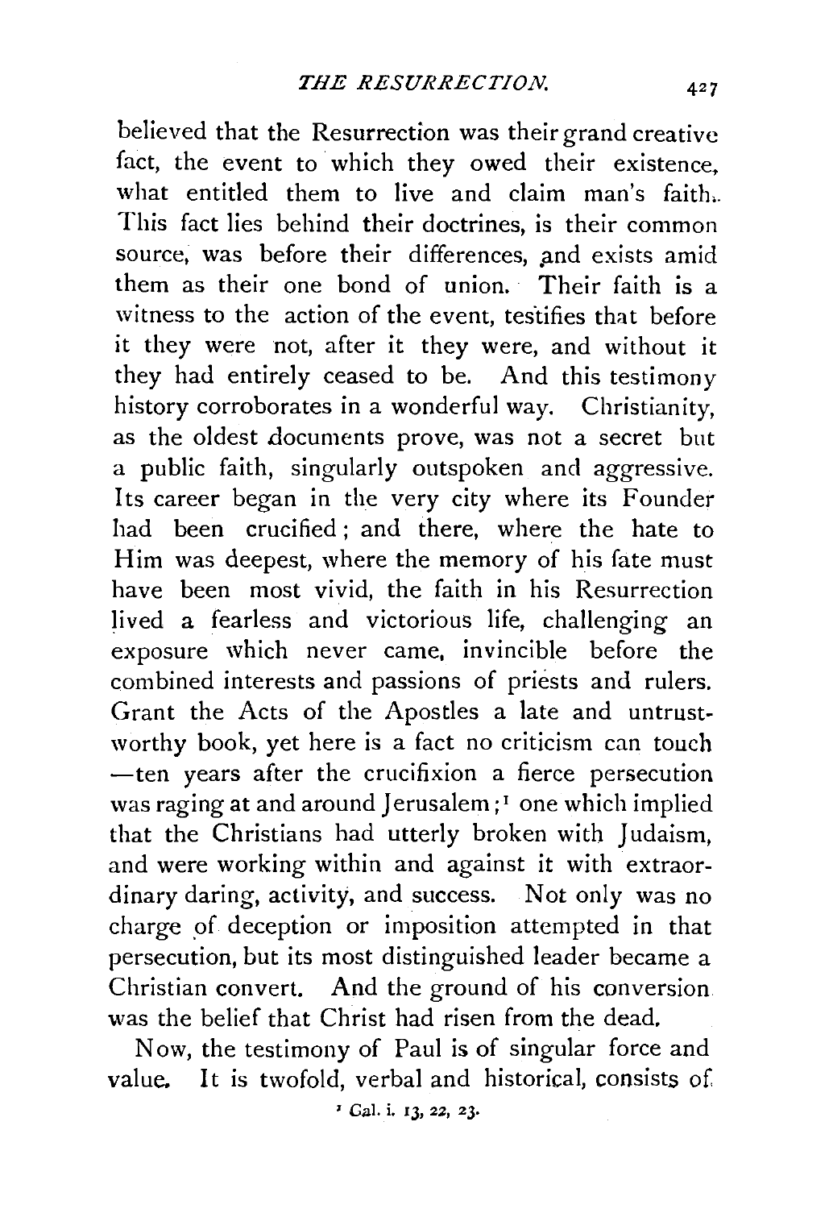believed that the Resurrection was their grand creative fact, the event to which they owed their existence, what entitled them to live and claim man's faith. This fact lies behind their doctrines, is their common source, was before their differences, and exists amid them as their one bond of union. Their faith is a witness to the action of the event, testifies that before it they were not, after it they were, and without it they had entirely ceased to be. And this testimony history corroborates in a wonderful way. Christianity, as the oldest documents prove, was not a secret but a public faith, singularly outspoken and aggressive. Its career began in the very city where its Founder had been crucified; and there, where the hate to Him was deepest, where the memory of his fate must have been most vivid, the faith in his Resurrection lived a fearless and victorious life, challenging an exposure which never came, invincible before the combined interests and passions of priests and rulers. Grant the Acts of the Apostles a late and untrustworthy book, yet here is a fact no criticism can touch —ten years after the crucifixion a fierce persecution was raging at and around Jerusalem;[1] one which implied that the Christians had utterly broken with Judaism, and were working within and against it with extraordinary daring, activity, and success. Not only was no charge of deception or imposition attempted in that persecution, but its most distinguished leader became a Christian convert. And the ground of his conversion was the belief that Christ had risen from the dead.

Now, the testimony of Paul is of singular force and value. It is twofold, verbal and historical, consists of

[1] Gal. i. 13, 22, 23.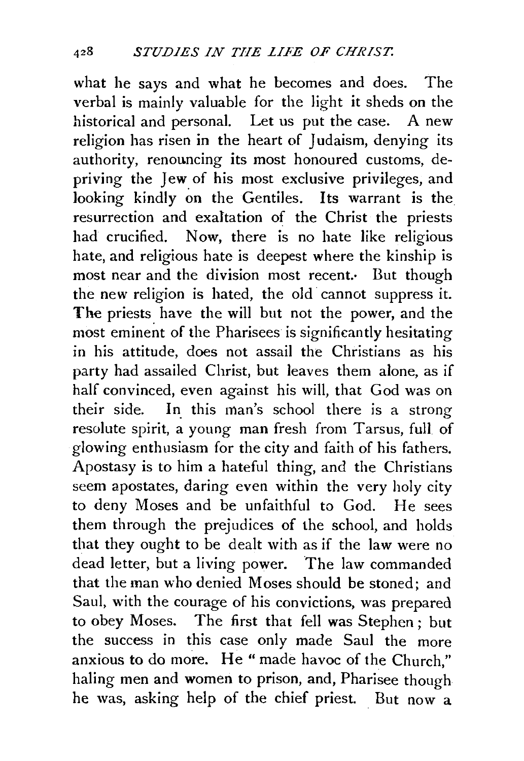what he says and what he becomes and does. The verbal is mainly valuable for the light it sheds on the historical and personal. Let us put the case. A new religion has risen in the heart of Judaism, denying its authority, renouncing its most honoured customs, depriving the Jew of his most exclusive privileges, and looking kindly on the Gentiles. Its warrant is the resurrection and exaltation of the Christ the priests had crucified. Now, there is no hate like religious hate, and religious hate is deepest where the kinship is most near and the division most recent. But though the new religion is hated, the old cannot suppress it. The priests have the will but not the power, and the most eminent of the Pharisees is significantly hesitating in his attitude, does not assail the Christians as his party had assailed Christ, but leaves them alone, as if half convinced, even against his will, that God was on their side. In this man's school there is a strong resolute spirit, a young man fresh from Tarsus, full of glowing enthusiasm for the city and faith of his fathers. Apostasy is to him a hateful thing, and the Christians seem apostates, daring even within the very holy city to deny Moses and be unfaithful to God. He sees them through the prejudices of the school, and holds that they ought to be dealt with as if the law were no dead letter, but a living power. The law commanded that the man who denied Moses should be stoned; and Saul, with the courage of his convictions, was prepared to obey Moses. The first that fell was Stephen; but the success in this case only made Saul the more anxious to do more. He "made havoc of the Church," haling men and women to prison, and, Pharisee though he was, asking help of the chief priest. But now a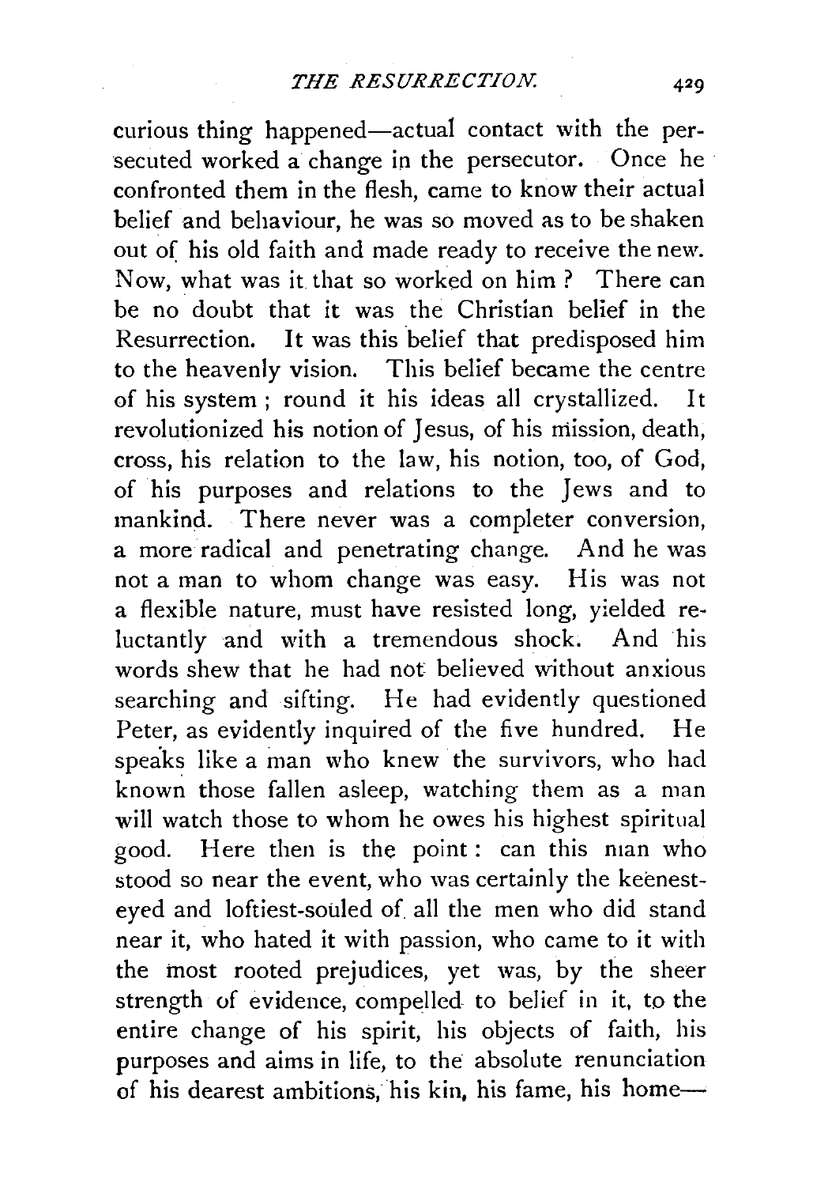curious thing happened—actual contact with the persecuted worked a change in the persecutor. Once he confronted them in the flesh, came to know their actual belief and behaviour, he was so moved as to be shaken out of his old faith and made ready to receive the new. Now, what was it that so worked on him? There can be no doubt that it was the Christian belief in the Resurrection. It was this belief that predisposed him to the heavenly vision. This belief became the centre of his system; round it his ideas all crystallized. It revolutionized his notion of Jesus, of his mission, death, cross, his relation to the law, his notion, too, of God, of his purposes and relations to the Jews and to mankind. There never was a completer conversion, a more radical and penetrating change. And he was not a man to whom change was easy. His was not a flexible nature, must have resisted long, yielded reluctantly and with a tremendous shock. And his words shew that he had not believed without anxious searching and sifting. He had evidently questioned Peter, as evidently inquired of the five hundred. He speaks like a man who knew the survivors, who had known those fallen asleep, watching them as a man will watch those to whom he owes his highest spiritual good. Here then is the point: can this man who stood so near the event, who was certainly the keenest-eyed and loftiest-souled of all the men who did stand near it, who hated it with passion, who came to it with the most rooted prejudices, yet was, by the sheer strength of evidence, compelled to belief in it, to the entire change of his spirit, his objects of faith, his purposes and aims in life, to the absolute renunciation of his dearest ambitions, his kin, his fame, his home—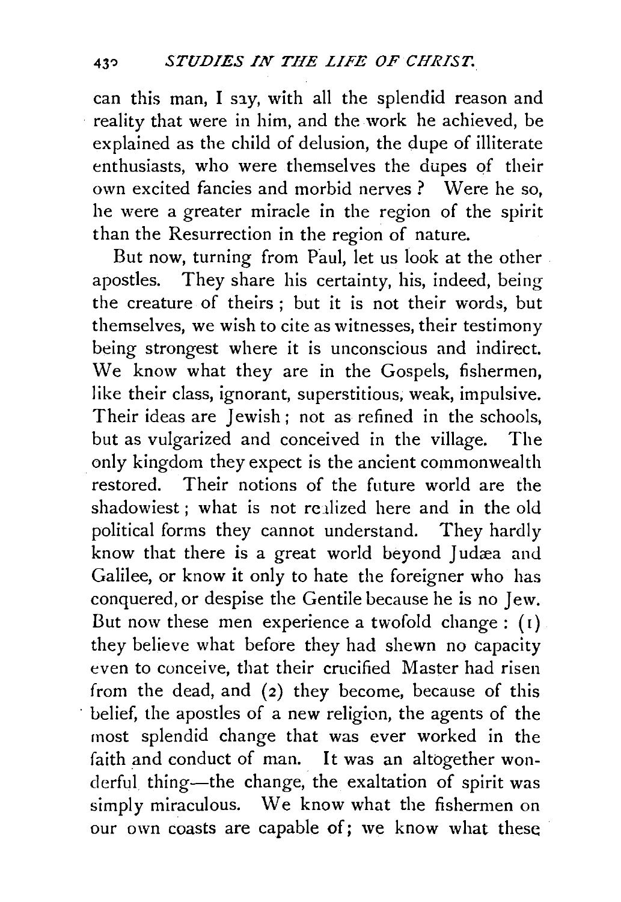can this man, I say, with all the splendid reason and reality that were in him, and the work he achieved, be explained as the child of delusion, the dupe of illiterate enthusiasts, who were themselves the dupes of their own excited fancies and morbid nerves? Were he so, he were a greater miracle in the region of the spirit than the Resurrection in the region of nature.

But now, turning from Paul, let us look at the other apostles. They share his certainty, his, indeed, being the creature of theirs; but it is not their words, but themselves, we wish to cite as witnesses, their testimony being strongest where it is unconscious and indirect. We know what they are in the Gospels, fishermen, like their class, ignorant, superstitious, weak, impulsive. Their ideas are Jewish; not as refined in the schools, but as vulgarized and conceived in the village. The only kingdom they expect is the ancient commonwealth restored. Their notions of the future world are the shadowiest; what is not realized here and in the old political forms they cannot understand. They hardly know that there is a great world beyond Judæa and Galilee, or know it only to hate the foreigner who has conquered, or despise the Gentile because he is no Jew. But now these men experience a twofold change: (1) they believe what before they had shewn no capacity even to conceive, that their crucified Master had risen from the dead, and (2) they become, because of this belief, the apostles of a new religion, the agents of the most splendid change that was ever worked in the faith and conduct of man. It was an altogether wonderful thing—the change, the exaltation of spirit was simply miraculous. We know what the fishermen on our own coasts are capable of; we know what these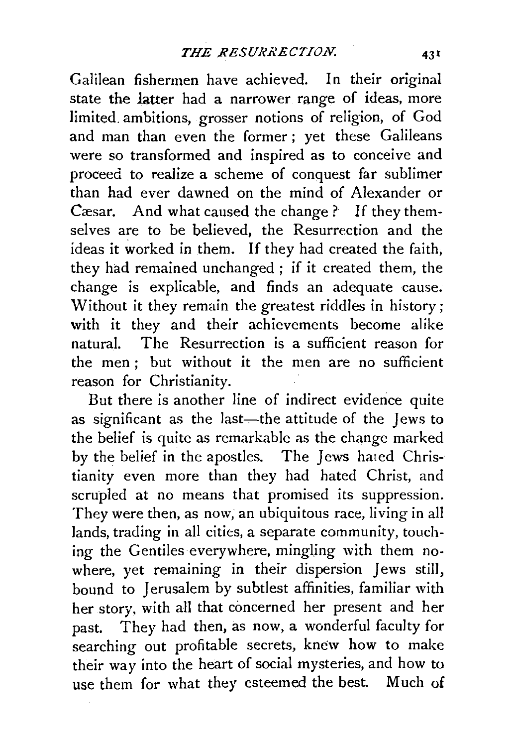Galilean fishermen have achieved. In their original state the latter had a narrower range of ideas, more limited ambitions, grosser notions of religion, of God and man than even the former; yet these Galileans were so transformed and inspired as to conceive and proceed to realize a scheme of conquest far sublimer than had ever dawned on the mind of Alexander or Cæsar. And what caused the change? If they themselves are to be believed, the Resurrection and the ideas it worked in them. If they had created the faith, they had remained unchanged; if it created them, the change is explicable, and finds an adequate cause. Without it they remain the greatest riddles in history; with it they and their achievements become alike natural. The Resurrection is a sufficient reason for the men; but without it the men are no sufficient reason for Christianity.

But there is another line of indirect evidence quite as significant as the last—the attitude of the Jews to the belief is quite as remarkable as the change marked by the belief in the apostles. The Jews hated Christianity even more than they had hated Christ, and scrupled at no means that promised its suppression. They were then, as now, an ubiquitous race, living in all lands, trading in all cities, a separate community, touching the Gentiles everywhere, mingling with them nowhere, yet remaining in their dispersion Jews still, bound to Jerusalem by subtlest affinities, familiar with her story, with all that concerned her present and her past. They had then, as now, a wonderful faculty for searching out profitable secrets, knew how to make their way into the heart of social mysteries, and how to use them for what they esteemed the best. Much of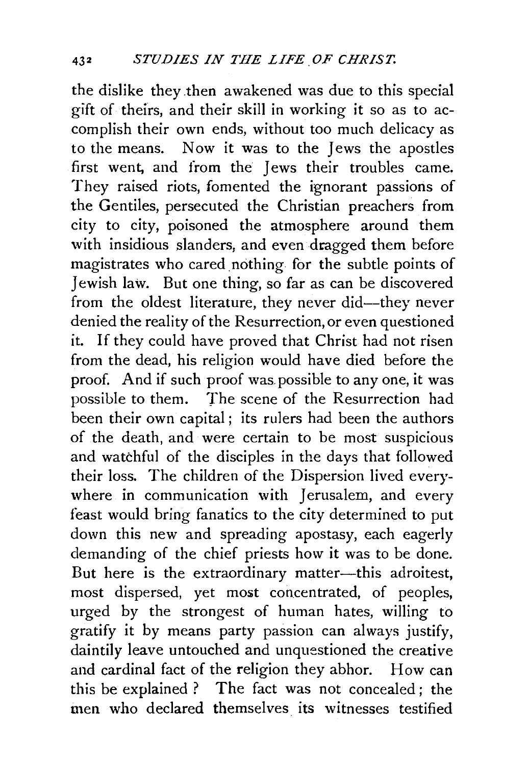the dislike they then awakened was due to this special gift of theirs, and their skill in working it so as to accomplish their own ends, without too much delicacy as to the means. Now it was to the Jews the apostles first went, and from the Jews their troubles came. They raised riots, fomented the ignorant passions of the Gentiles, persecuted the Christian preachers from city to city, poisoned the atmosphere around them with insidious slanders, and even dragged them before magistrates who cared nothing for the subtle points of Jewish law. But one thing, so far as can be discovered from the oldest literature, they never did—they never denied the reality of the Resurrection, or even questioned it. If they could have proved that Christ had not risen from the dead, his religion would have died before the proof. And if such proof was possible to any one, it was possible to them. The scene of the Resurrection had been their own capital; its rulers had been the authors of the death, and were certain to be most suspicious and watchful of the disciples in the days that followed their loss. The children of the Dispersion lived everywhere in communication with Jerusalem, and every feast would bring fanatics to the city determined to put down this new and spreading apostasy, each eagerly demanding of the chief priests how it was to be done. But here is the extraordinary matter—this adroitest, most dispersed, yet most concentrated, of peoples, urged by the strongest of human hates, willing to gratify it by means party passion can always justify, daintily leave untouched and unquestioned the creative and cardinal fact of the religion they abhor. How can this be explained? The fact was not concealed; the men who declared themselves its witnesses testified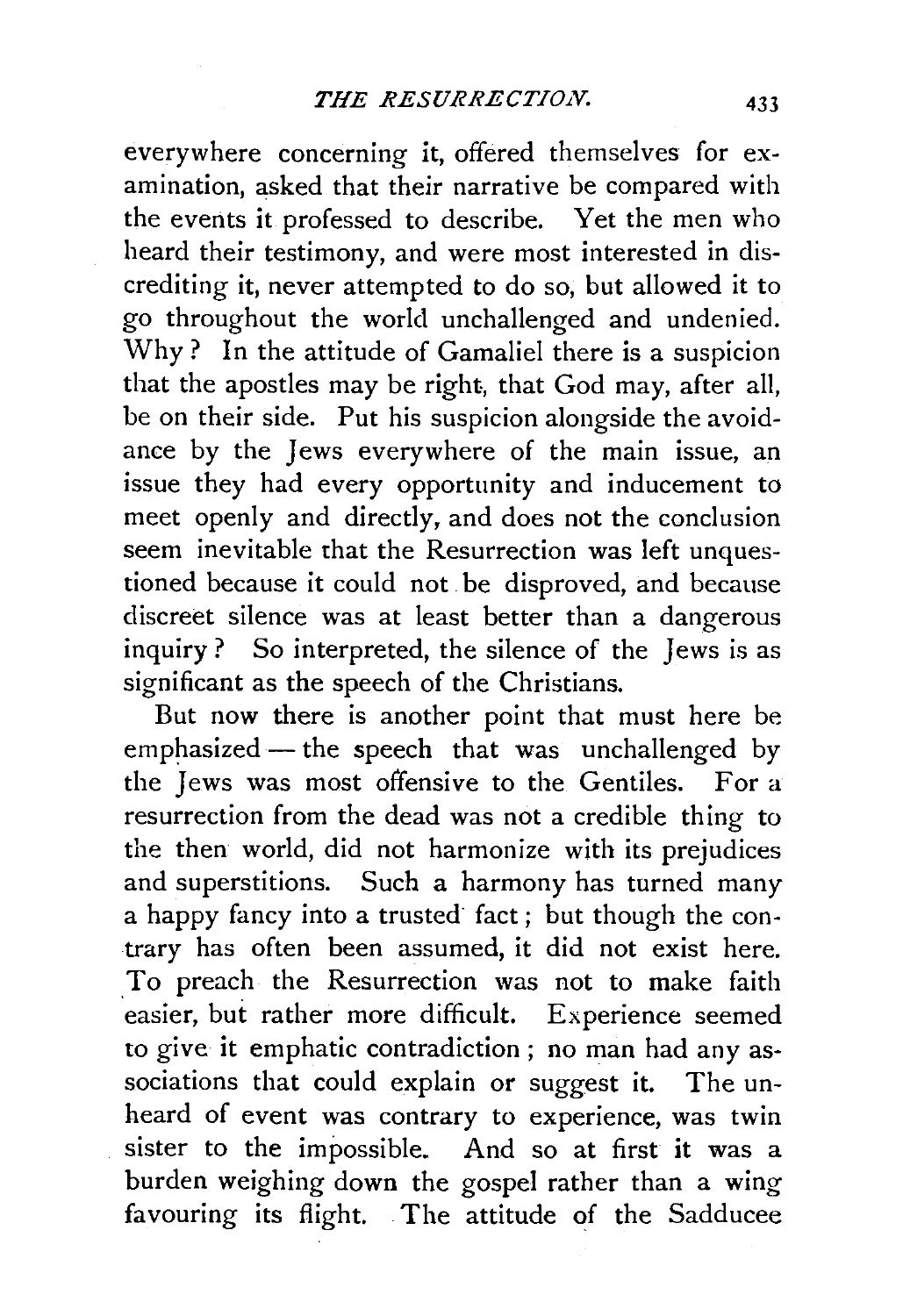everywhere concerning it, offered themselves for examination, asked that their narrative be compared with the events it professed to describe. Yet the men who heard their testimony, and were most interested in discrediting it, never attempted to do so, but allowed it to go throughout the world unchallenged and undenied. Why? In the attitude of Gamaliel there is a suspicion that the apostles may be right, that God may, after all, be on their side. Put his suspicion alongside the avoidance by the Jews everywhere of the main issue, an issue they had every opportunity and inducement to meet openly and directly, and does not the conclusion seem inevitable that the Resurrection was left unquestioned because it could not be disproved, and because discreet silence was at least better than a dangerous inquiry? So interpreted, the silence of the Jews is as significant as the speech of the Christians.

But now there is another point that must here be emphasized — the speech that was unchallenged by the Jews was most offensive to the Gentiles. For a resurrection from the dead was not a credible thing to the then world, did not harmonize with its prejudices and superstitions. Such a harmony has turned many a happy fancy into a trusted fact; but though the contrary has often been assumed, it did not exist here. To preach the Resurrection was not to make faith easier, but rather more difficult. Experience seemed to give it emphatic contradiction; no man had any associations that could explain or suggest it. The unheard of event was contrary to experience, was twin sister to the impossible. And so at first it was a burden weighing down the gospel rather than a wing favouring its flight. The attitude of the Sadducee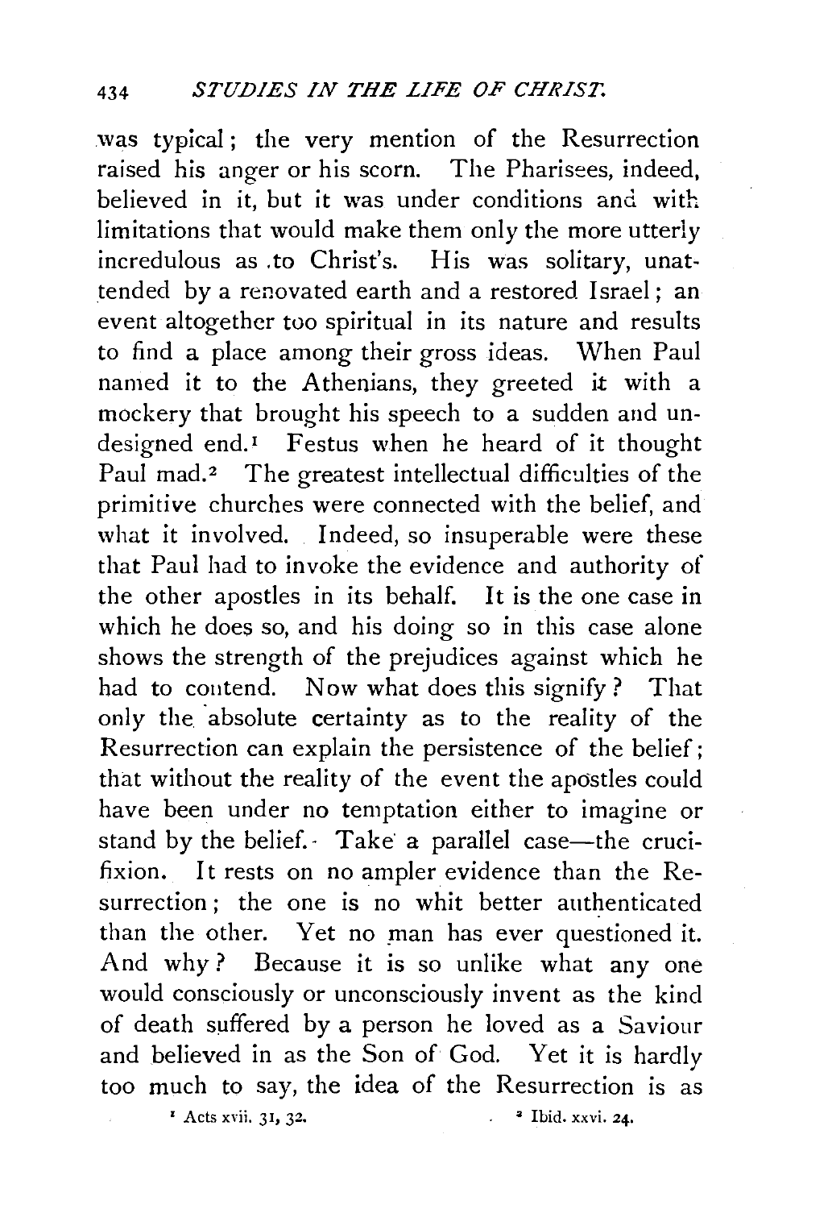was typical; the very mention of the Resurrection raised his anger or his scorn. The Pharisees, indeed, believed in it, but it was under conditions and with limitations that would make them only the more utterly incredulous as to Christ's. His was solitary, unattended by a renovated earth and a restored Israel; an event altogether too spiritual in its nature and results to find a place among their gross ideas. When Paul named it to the Athenians, they greeted it with a mockery that brought his speech to a sudden and undesigned end.[1] Festus when he heard of it thought Paul mad.[2] The greatest intellectual difficulties of the primitive churches were connected with the belief, and what it involved. Indeed, so insuperable were these that Paul had to invoke the evidence and authority of the other apostles in its behalf. It is the one case in which he does so, and his doing so in this case alone shows the strength of the prejudices against which he had to contend. Now what does this signify? That only the absolute certainty as to the reality of the Resurrection can explain the persistence of the belief; that without the reality of the event the apostles could have been under no temptation either to imagine or stand by the belief. Take a parallel case—the crucifixion. It rests on no ampler evidence than the Resurrection; the one is no whit better authenticated than the other. Yet no man has ever questioned it. And why? Because it is so unlike what any one would consciously or unconsciously invent as the kind of death suffered by a person he loved as a Saviour and believed in as the Son of God. Yet it is hardly too much to say, the idea of the Resurrection is as

[1] Acts xvii. 31, 32. [2] Ibid. xxvi. 24.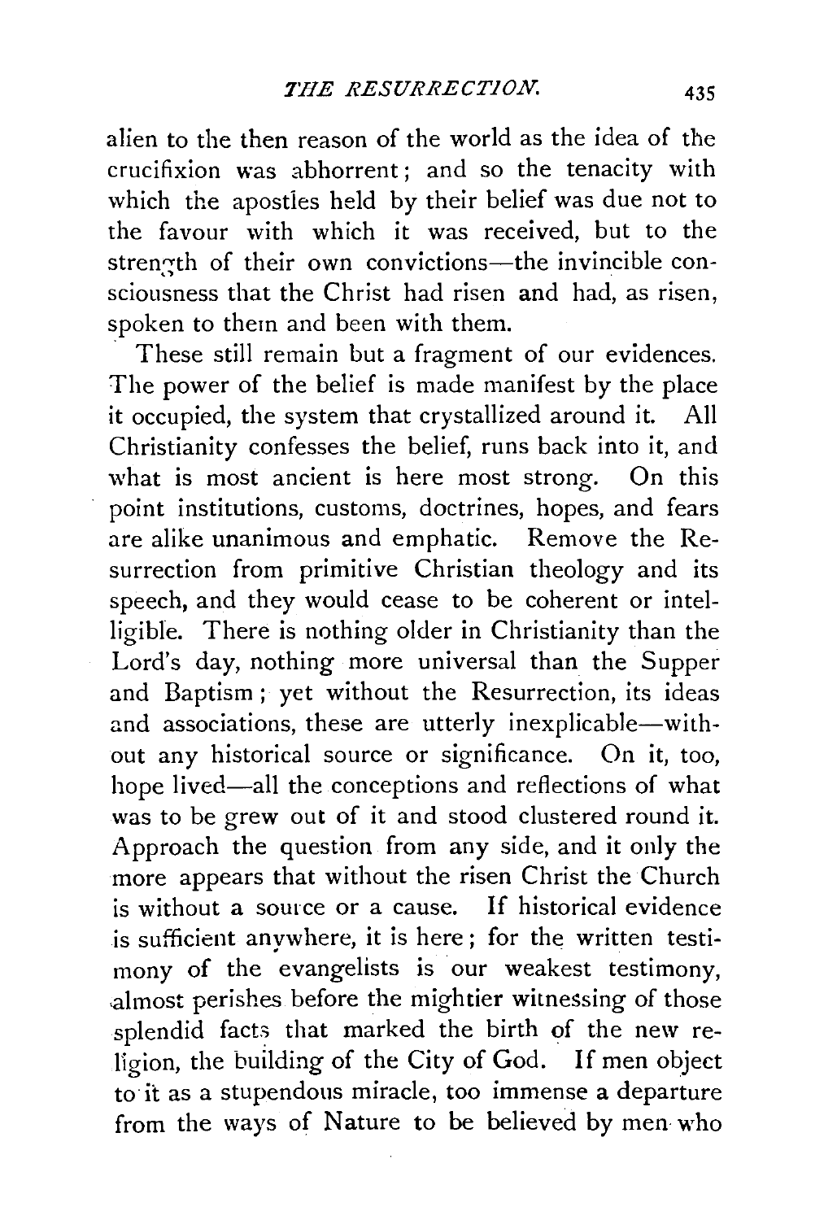alien to the then reason of the world as the idea of the crucifixion was abhorrent; and so the tenacity with which the apostles held by their belief was due not to the favour with which it was received, but to the strength of their own convictions—the invincible consciousness that the Christ had risen and had, as risen, spoken to them and been with them.

These still remain but a fragment of our evidences. The power of the belief is made manifest by the place it occupied, the system that crystallized around it. All Christianity confesses the belief, runs back into it, and what is most ancient is here most strong. On this point institutions, customs, doctrines, hopes, and fears are alike unanimous and emphatic. Remove the Resurrection from primitive Christian theology and its speech, and they would cease to be coherent or intelligible. There is nothing older in Christianity than the Lord's day, nothing more universal than the Supper and Baptism; yet without the Resurrection, its ideas and associations, these are utterly inexplicable—without any historical source or significance. On it, too, hope lived—all the conceptions and reflections of what was to be grew out of it and stood clustered round it. Approach the question from any side, and it only the more appears that without the risen Christ the Church is without a source or a cause. If historical evidence is sufficient anywhere, it is here; for the written testimony of the evangelists is our weakest testimony, almost perishes before the mightier witnessing of those splendid facts that marked the birth of the new religion, the building of the City of God. If men object to it as a stupendous miracle, too immense a departure from the ways of Nature to be believed by men who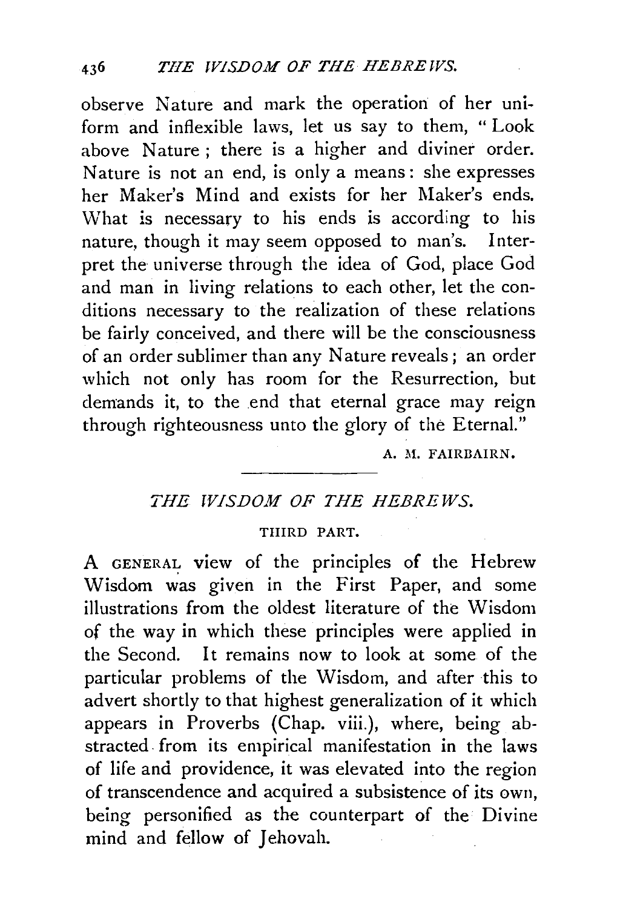observe Nature and mark the operation of her uniform and inflexible laws, let us say to them, "Look above Nature; there is a higher and diviner order. Nature is not an end, is only a means: she expresses her Maker's Mind and exists for her Maker's ends. What is necessary to his ends is according to his nature, though it may seem opposed to man's. Interpret the universe through the idea of God, place God and man in living relations to each other, let the conditions necessary to the realization of these relations be fairly conceived, and there will be the consciousness of an order sublimer than any Nature reveals; an order which not only has room for the Resurrection, but demands it, to the end that eternal grace may reign through righteousness unto the glory of the Eternal."

A. M. FAIRBAIRN.

---

## *THE WISDOM OF THE HEBREWS.*

### THIRD PART.

A GENERAL view of the principles of the Hebrew Wisdom was given in the First Paper, and some illustrations from the oldest literature of the Wisdom of the way in which these principles were applied in the Second. It remains now to look at some of the particular problems of the Wisdom, and after this to advert shortly to that highest generalization of it which appears in Proverbs (Chap. viii.), where, being abstracted from its empirical manifestation in the laws of life and providence, it was elevated into the region of transcendence and acquired a subsistence of its own, being personified as the counterpart of the Divine mind and fellow of Jehovah.